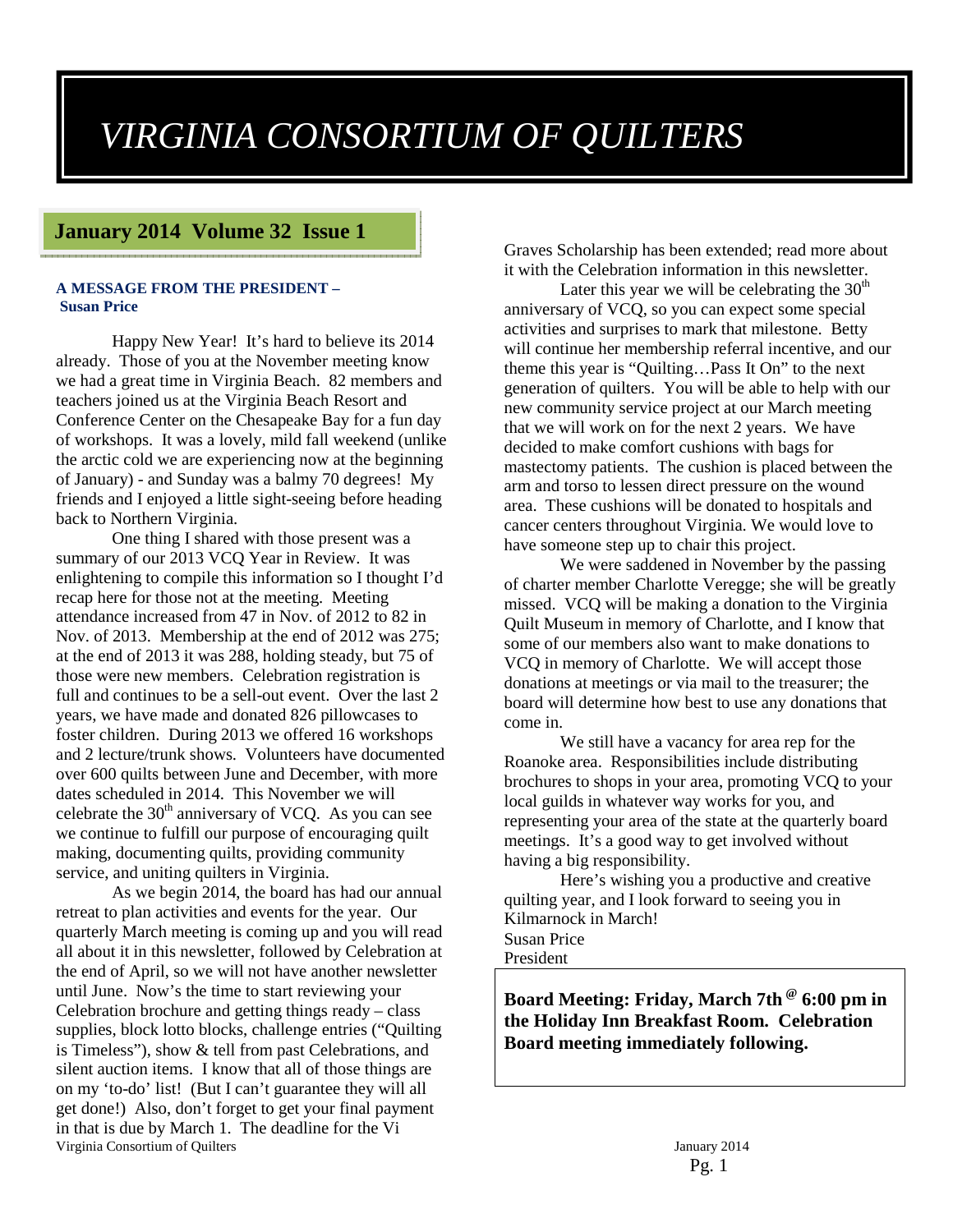# VIRGINIA CONSORTIUM OF QUILTERS

## January 2014 Volume 32 Issue 1

### A MESSAGE FROM THE PRESIDENT – Susan Price

Happy New Year! It's hard to believe its 2014 already. Those of you at the November meeting know we had a great time in Virginia Beach. 82 members and teachers joined us at the Virginia Beach Resort and Conference Center on the Chesapeake Bay for a fun day of workshops. It was a lovely, mild fall weekend (unlike the arctic cold we are experiencing now at the beginning of January) - and Sunday was a balmy 70 degrees! My friends and I enjoyed a little sight-seeing before heading back to Northern Virginia.

One thing I shared with those present was a summary of our 2013 VCQ Year in Review. It was enlightening to compile this information so I thought I'd recap here for those not at the meeting. Meeting attendance increased from 47 in Nov. of 2012 to 82 in Nov. of 2013. Membership at the end of 2012 was 275; at the end of 2013 it was 288, holding steady, but 75 of those were new members. Celebration registration is full and continues to be a sell-out event. Over the last 2 years, we have made and donated 826 pillowcases to foster children. During 2013 we offered 16 workshops and 2 lecture/trunk shows. Volunteers have documented over 600 quilts between June and December, with more dates scheduled in 2014. This November we will celebrate the 30th anniversary of VCQ. As you can see we continue to fulfill our purpose of encouraging quilt making, documenting quilts, providing community service, and uniting quilters in Virginia.

As we begin 2014, the board has had our annual retreat to plan activities and events for the year. Our quarterly March meeting is coming up and you will read all about it in this newsletter, followed by Celebration at the end of April, so we will not have another newsletter until June. Now's the time to start reviewing your Celebration brochure and getting things ready – class supplies, block lotto blocks, challenge entries ("Quilting is Timeless"), show & tell from past Celebrations, and silent auction items. I know that all of those things are on my 'to-do' list! (But I can't guarantee they will all get done!) Also, don't forget to get your final payment in that is due by March 1. The deadline for the Vi Graves Scholarship has been extended; read more about it with the Celebration information in this newsletter.

Later this year we will be celebrating the 30th anniversary of VCQ, so you can expect some special activities and surprises to mark that milestone. Betty will continue her membership referral incentive, and our theme this year is "Quilting…Pass It On" to the next generation of quilters. You will be able to help with our new community service project at our March meeting that we will work on for the next 2 years. We have decided to make comfort cushions with bags for mastectomy patients. The cushion is placed between the arm and torso to lessen direct pressure on the wound area. These cushions will be donated to hospitals and cancer centers throughout Virginia. We would love to have someone step up to chair this project.

We were saddened in November by the passing of charter member Charlotte Veregge; she will be greatly missed. VCQ will be making a donation to the Virginia Quilt Museum in memory of Charlotte, and I know that some of our members also want to make donations to VCQ in memory of Charlotte. We will accept those donations at meetings or via mail to the treasurer; the board will determine how best to use any donations that come in.

We still have a vacancy for area rep for the Roanoke area. Responsibilities include distributing brochures to shops in your area, promoting VCQ to your local guilds in whatever way works for you, and representing your area of the state at the quarterly board meetings. It's a good way to get involved without having a big responsibility.

Here's wishing you a productive and creative quilting year, and I look forward to seeing you in Kilmarnock in March!

Susan Price
President

**Board Meeting: Friday, March 7th @ 6:00 pm in the Holiday Inn Breakfast Room. Celebration Board meeting immediately following.**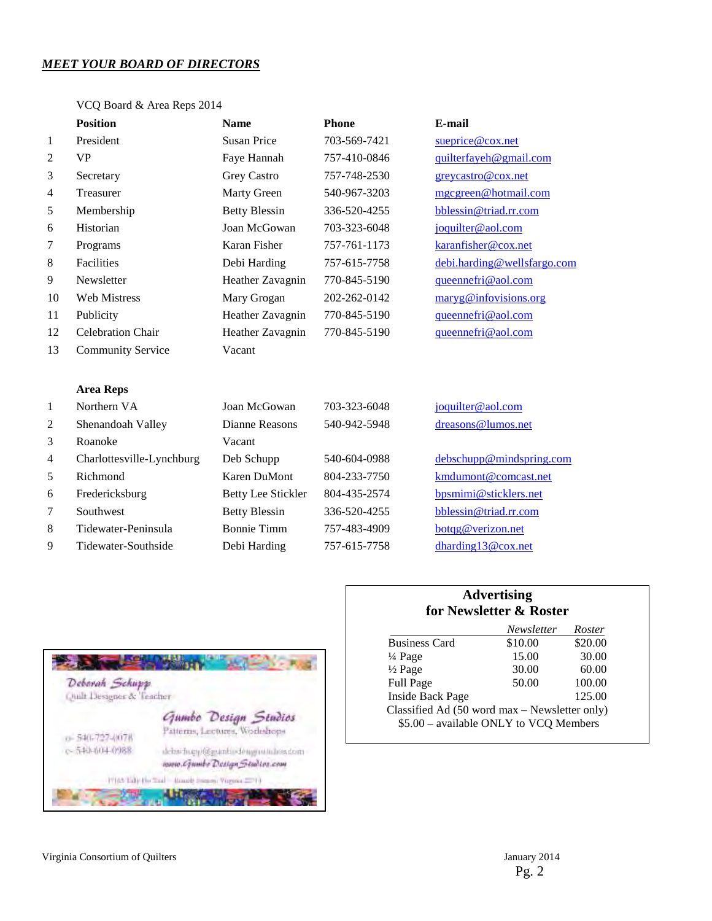***MEET YOUR BOARD OF DIRECTORS***

VCQ Board & Area Reps 2014

| | Position | Name | Phone | E-mail |
|---|---|---|---|---|
| 1 | President | Susan Price | 703-569-7421 | sueprice@cox.net |
| 2 | VP | Faye Hannah | 757-410-0846 | quilterfayeh@gmail.com |
| 3 | Secretary | Grey Castro | 757-748-2530 | greycastro@cox.net |
| 4 | Treasurer | Marty Green | 540-967-3203 | mgcgreen@hotmail.com |
| 5 | Membership | Betty Blessin | 336-520-4255 | bblessin@triad.rr.com |
| 6 | Historian | Joan McGowan | 703-323-6048 | joquilter@aol.com |
| 7 | Programs | Karan Fisher | 757-761-1173 | karanfisher@cox.net |
| 8 | Facilities | Debi Harding | 757-615-7758 | debi.harding@wellsfargo.com |
| 9 | Newsletter | Heather Zavagnin | 770-845-5190 | queennefri@aol.com |
| 10 | Web Mistress | Mary Grogan | 202-262-0142 | maryg@infovisions.org |
| 11 | Publicity | Heather Zavagnin | 770-845-5190 | queennefri@aol.com |
| 12 | Celebration Chair | Heather Zavagnin | 770-845-5190 | queennefri@aol.com |
| 13 | Community Service | Vacant | | |

| | Area Reps | | | |
|---|---|---|---|---|
| 1 | Northern VA | Joan McGowan | 703-323-6048 | joquilter@aol.com |
| 2 | Shenandoah Valley | Dianne Reasons | 540-942-5948 | dreasons@lumos.net |
| 3 | Roanoke | Vacant | | |
| 4 | Charlottesville-Lynchburg | Deb Schupp | 540-604-0988 | debschupp@mindspring.com |
| 5 | Richmond | Karen DuMont | 804-233-7750 | kmdumont@comcast.net |
| 6 | Fredericksburg | Betty Lee Stickler | 804-435-2574 | bpsmimi@sticklers.net |
| 7 | Southwest | Betty Blessin | 336-520-4255 | bblessin@triad.rr.com |
| 8 | Tidewater-Peninsula | Bonnie Timm | 757-483-4909 | botqg@verizon.net |
| 9 | Tidewater-Southside | Debi Harding | 757-615-7758 | dharding13@cox.net |

Deborah Schupp
Quilt Designer & Teacher

Gumbo Design Studios
Patterns, Lectures, Workshops

o- 540-727-0078
c- 540-604-0988

debschupp@gumbodesignstudios.com
www.GumboDesignStudios.com

## Advertising for Newsletter & Roster

| | *Newsletter* | *Roster* |
|---|---|---|
| Business Card | $10.00 | $20.00 |
| ¼ Page | 15.00 | 30.00 |
| ½ Page | 30.00 | 60.00 |
| Full Page | 50.00 | 100.00 |
| Inside Back Page | | 125.00 |

Classified Ad (50 word max – Newsletter only)
$5.00 – available ONLY to VCQ Members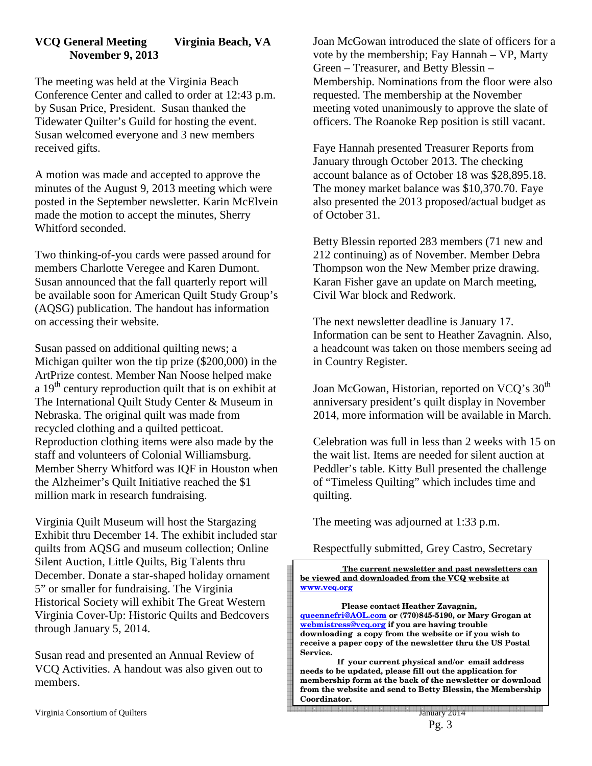**VCQ General Meeting Virginia Beach, VA November 9, 2013**

The meeting was held at the Virginia Beach Conference Center and called to order at 12:43 p.m. by Susan Price, President. Susan thanked the Tidewater Quilter's Guild for hosting the event. Susan welcomed everyone and 3 new members received gifts.

A motion was made and accepted to approve the minutes of the August 9, 2013 meeting which were posted in the September newsletter. Karin McElvein made the motion to accept the minutes, Sherry Whitford seconded.

Two thinking-of-you cards were passed around for members Charlotte Veregee and Karen Dumont. Susan announced that the fall quarterly report will be available soon for American Quilt Study Group's (AQSG) publication. The handout has information on accessing their website.

Susan passed on additional quilting news; a Michigan quilter won the tip prize ($200,000) in the ArtPrize contest. Member Nan Noose helped make a 19th century reproduction quilt that is on exhibit at The International Quilt Study Center & Museum in Nebraska. The original quilt was made from recycled clothing and a quilted petticoat. Reproduction clothing items were also made by the staff and volunteers of Colonial Williamsburg. Member Sherry Whitford was IQF in Houston when the Alzheimer's Quilt Initiative reached the $1 million mark in research fundraising.

Virginia Quilt Museum will host the Stargazing Exhibit thru December 14. The exhibit included star quilts from AQSG and museum collection; Online Silent Auction, Little Quilts, Big Talents thru December. Donate a star-shaped holiday ornament 5" or smaller for fundraising. The Virginia Historical Society will exhibit The Great Western Virginia Cover-Up: Historic Quilts and Bedcovers through January 5, 2014.

Susan read and presented an Annual Review of VCQ Activities. A handout was also given out to members.

Joan McGowan introduced the slate of officers for a vote by the membership; Fay Hannah – VP, Marty Green – Treasurer, and Betty Blessin – Membership. Nominations from the floor were also requested. The membership at the November meeting voted unanimously to approve the slate of officers. The Roanoke Rep position is still vacant.

Faye Hannah presented Treasurer Reports from January through October 2013. The checking account balance as of October 18 was $28,895.18. The money market balance was $10,370.70. Faye also presented the 2013 proposed/actual budget as of October 31.

Betty Blessin reported 283 members (71 new and 212 continuing) as of November. Member Debra Thompson won the New Member prize drawing. Karan Fisher gave an update on March meeting, Civil War block and Redwork.

The next newsletter deadline is January 17. Information can be sent to Heather Zavagnin. Also, a headcount was taken on those members seeing ad in Country Register.

Joan McGowan, Historian, reported on VCQ's 30th anniversary president's quilt display in November 2014, more information will be available in March.

Celebration was full in less than 2 weeks with 15 on the wait list. Items are needed for silent auction at Peddler's table. Kitty Bull presented the challenge of "Timeless Quilting" which includes time and quilting.

The meeting was adjourned at 1:33 p.m.

Respectfully submitted, Grey Castro, Secretary

**The current newsletter and past newsletters can be viewed and downloaded from the VCQ website at www.vcq.org**

**Please contact Heather Zavagnin, queennefri@AOL.com or (770)845-5190, or Mary Grogan at webmistress@vcq.org if you are having trouble downloading a copy from the website or if you wish to receive a paper copy of the newsletter thru the US Postal Service.**

**If your current physical and/or email address needs to be updated, please fill out the application for membership form at the back of the newsletter or download from the website and send to Betty Blessin, the Membership Coordinator.**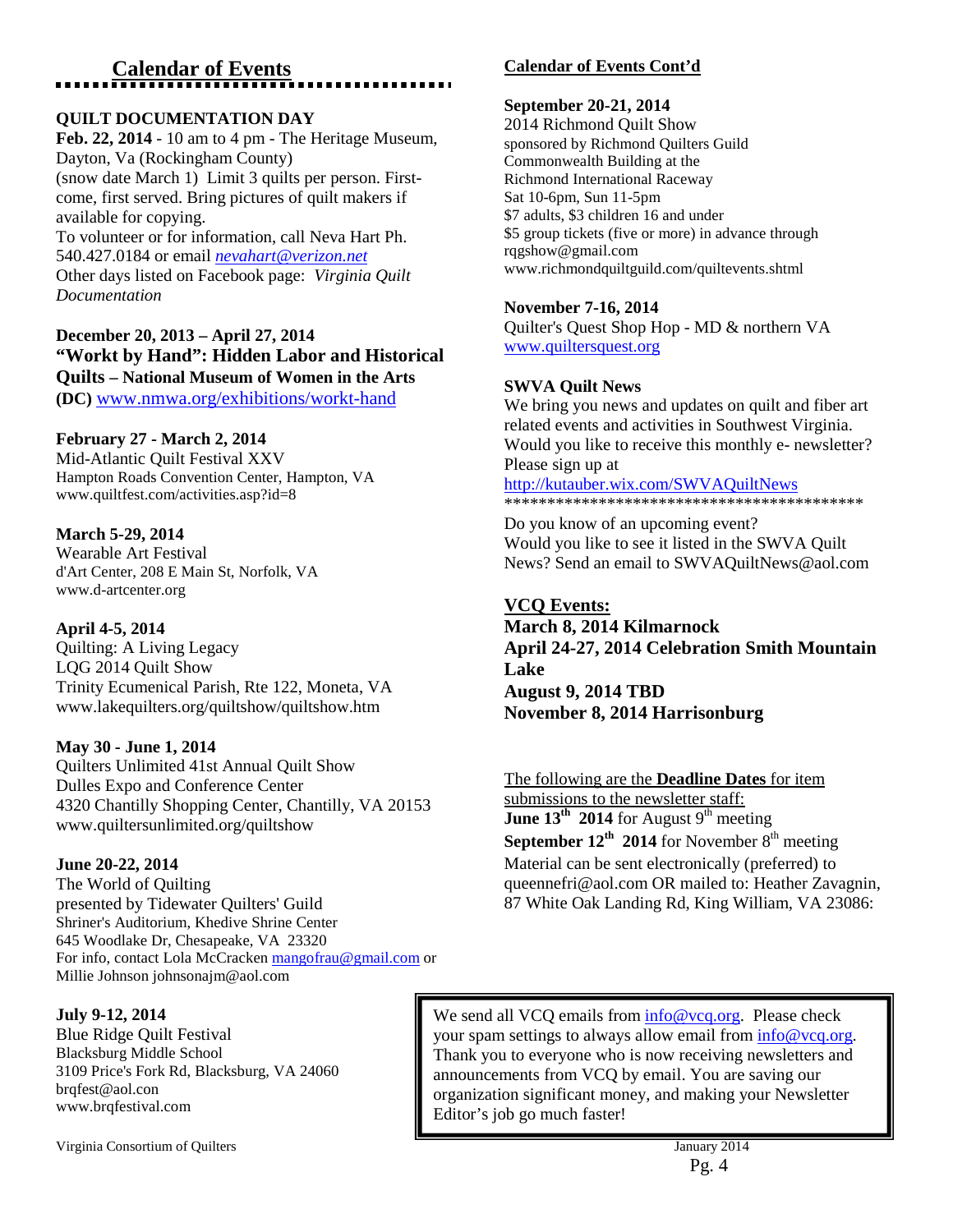## Calendar of Events

**QUILT DOCUMENTATION DAY**

**Feb. 22, 2014** - 10 am to 4 pm - The Heritage Museum, Dayton, Va (Rockingham County)
(snow date March 1) Limit 3 quilts per person. First-come, first served. Bring pictures of quilt makers if available for copying.
To volunteer or for information, call Neva Hart Ph. 540.427.0184 or email *nevahart@verizon.net*
Other days listed on Facebook page: *Virginia Quilt Documentation*

**December 20, 2013 – April 27, 2014**
**"Workt by Hand": Hidden Labor and Historical Quilts – National Museum of Women in the Arts (DC)** www.nmwa.org/exhibitions/workt-hand

**February 27 - March 2, 2014**
Mid-Atlantic Quilt Festival XXV
Hampton Roads Convention Center, Hampton, VA
www.quiltfest.com/activities.asp?id=8

**March 5-29, 2014**
Wearable Art Festival
d'Art Center, 208 E Main St, Norfolk, VA
www.d-artcenter.org

**April 4-5, 2014**
Quilting: A Living Legacy
LQG 2014 Quilt Show
Trinity Ecumenical Parish, Rte 122, Moneta, VA
www.lakequilters.org/quiltshow/quiltshow.htm

**May 30 - June 1, 2014**
Quilters Unlimited 41st Annual Quilt Show
Dulles Expo and Conference Center
4320 Chantilly Shopping Center, Chantilly, VA 20153
www.quiltersunlimited.org/quiltshow

**June 20-22, 2014**
The World of Quilting
presented by Tidewater Quilters' Guild
Shriner's Auditorium, Khedive Shrine Center
645 Woodlake Dr, Chesapeake, VA 23320
For info, contact Lola McCracken mangofrau@gmail.com or Millie Johnson johnsonajm@aol.com

**July 9-12, 2014**
Blue Ridge Quilt Festival
Blacksburg Middle School
3109 Price's Fork Rd, Blacksburg, VA 24060
brqfest@aol.con
www.brqfestival.com

## Calendar of Events Cont'd

**September 20-21, 2014**
2014 Richmond Quilt Show
sponsored by Richmond Quilters Guild
Commonwealth Building at the
Richmond International Raceway
Sat 10-6pm, Sun 11-5pm
$7 adults, $3 children 16 and under
$5 group tickets (five or more) in advance through rqgshow@gmail.com
www.richmondquiltguild.com/quiltevents.shtml

**November 7-16, 2014**
Quilter's Quest Shop Hop - MD & northern VA
www.quiltersquest.org

**SWVA Quilt News**
We bring you news and updates on quilt and fiber art related events and activities in Southwest Virginia. Would you like to receive this monthly e- newsletter? Please sign up at
http://kutauber.wix.com/SWVAQuiltNews
*******************************************
Do you know of an upcoming event?
Would you like to see it listed in the SWVA Quilt News? Send an email to SWVAQuiltNews@aol.com

### VCQ Events:

**March 8, 2014 Kilmarnock**
**April 24-27, 2014 Celebration Smith Mountain Lake**
**August 9, 2014 TBD**
**November 8, 2014 Harrisonburg**

The following are the **Deadline Dates** for item submissions to the newsletter staff:
**June 13th 2014** for August 9th meeting
**September 12th 2014** for November 8th meeting
Material can be sent electronically (preferred) to queennefri@aol.com OR mailed to: Heather Zavagnin, 87 White Oak Landing Rd, King William, VA 23086:

We send all VCQ emails from info@vcq.org. Please check your spam settings to always allow email from info@vcq.org. Thank you to everyone who is now receiving newsletters and announcements from VCQ by email. You are saving our organization significant money, and making your Newsletter Editor's job go much faster!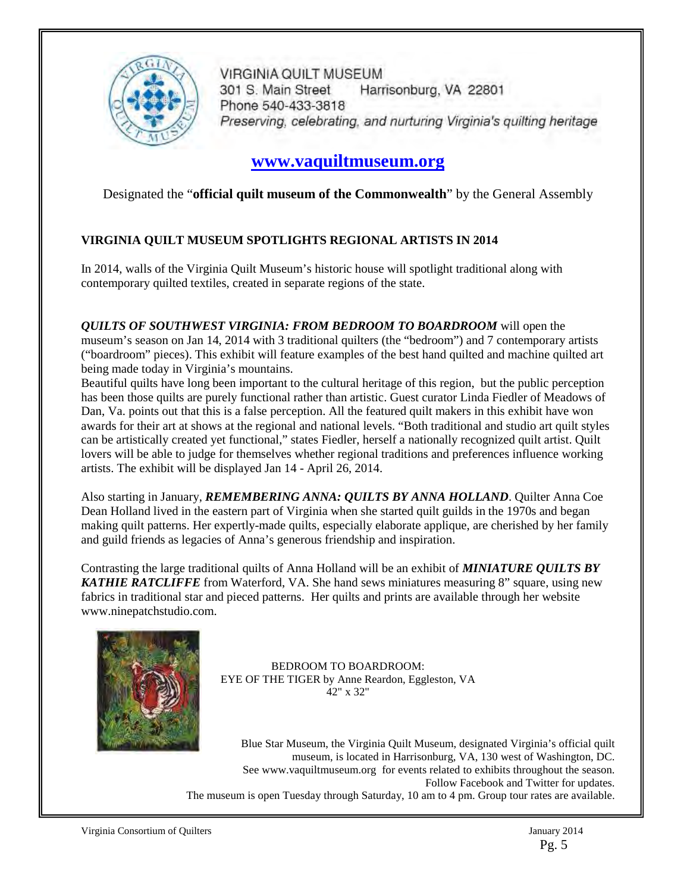VIRGINIA QUILT MUSEUM
301 S. Main Street Harrisonburg, VA 22801
Phone 540-433-3818
*Preserving, celebrating, and nurturing Virginia's quilting heritage*

**[www.vaquiltmuseum.org](http://www.vaquiltmuseum.org)**

Designated the "**official quilt museum of the Commonwealth**" by the General Assembly

## VIRGINIA QUILT MUSEUM SPOTLIGHTS REGIONAL ARTISTS IN 2014

In 2014, walls of the Virginia Quilt Museum's historic house will spotlight traditional along with contemporary quilted textiles, created in separate regions of the state.

***QUILTS OF SOUTHWEST VIRGINIA: FROM BEDROOM TO BOARDROOM*** will open the museum's season on Jan 14, 2014 with 3 traditional quilters (the "bedroom") and 7 contemporary artists ("boardroom" pieces). This exhibit will feature examples of the best hand quilted and machine quilted art being made today in Virginia's mountains.

Beautiful quilts have long been important to the cultural heritage of this region, but the public perception has been those quilts are purely functional rather than artistic. Guest curator Linda Fiedler of Meadows of Dan, Va. points out that this is a false perception. All the featured quilt makers in this exhibit have won awards for their art at shows at the regional and national levels. "Both traditional and studio art quilt styles can be artistically created yet functional," states Fiedler, herself a nationally recognized quilt artist. Quilt lovers will be able to judge for themselves whether regional traditions and preferences influence working artists. The exhibit will be displayed Jan 14 - April 26, 2014.

Also starting in January, ***REMEMBERING ANNA: QUILTS BY ANNA HOLLAND***. Quilter Anna Coe Dean Holland lived in the eastern part of Virginia when she started quilt guilds in the 1970s and began making quilt patterns. Her expertly-made quilts, especially elaborate applique, are cherished by her family and guild friends as legacies of Anna's generous friendship and inspiration.

Contrasting the large traditional quilts of Anna Holland will be an exhibit of ***MINIATURE QUILTS BY KATHIE RATCLIFFE*** from Waterford, VA. She hand sews miniatures measuring 8" square, using new fabrics in traditional star and pieced patterns. Her quilts and prints are available through her website www.ninepatchstudio.com.

BEDROOM TO BOARDROOM:
EYE OF THE TIGER by Anne Reardon, Eggleston, VA
42" x 32"

Blue Star Museum, the Virginia Quilt Museum, designated Virginia's official quilt museum, is located in Harrisonburg, VA, 130 west of Washington, DC.
See www.vaquiltmuseum.org for events related to exhibits throughout the season.
Follow Facebook and Twitter for updates.
The museum is open Tuesday through Saturday, 10 am to 4 pm. Group tour rates are available.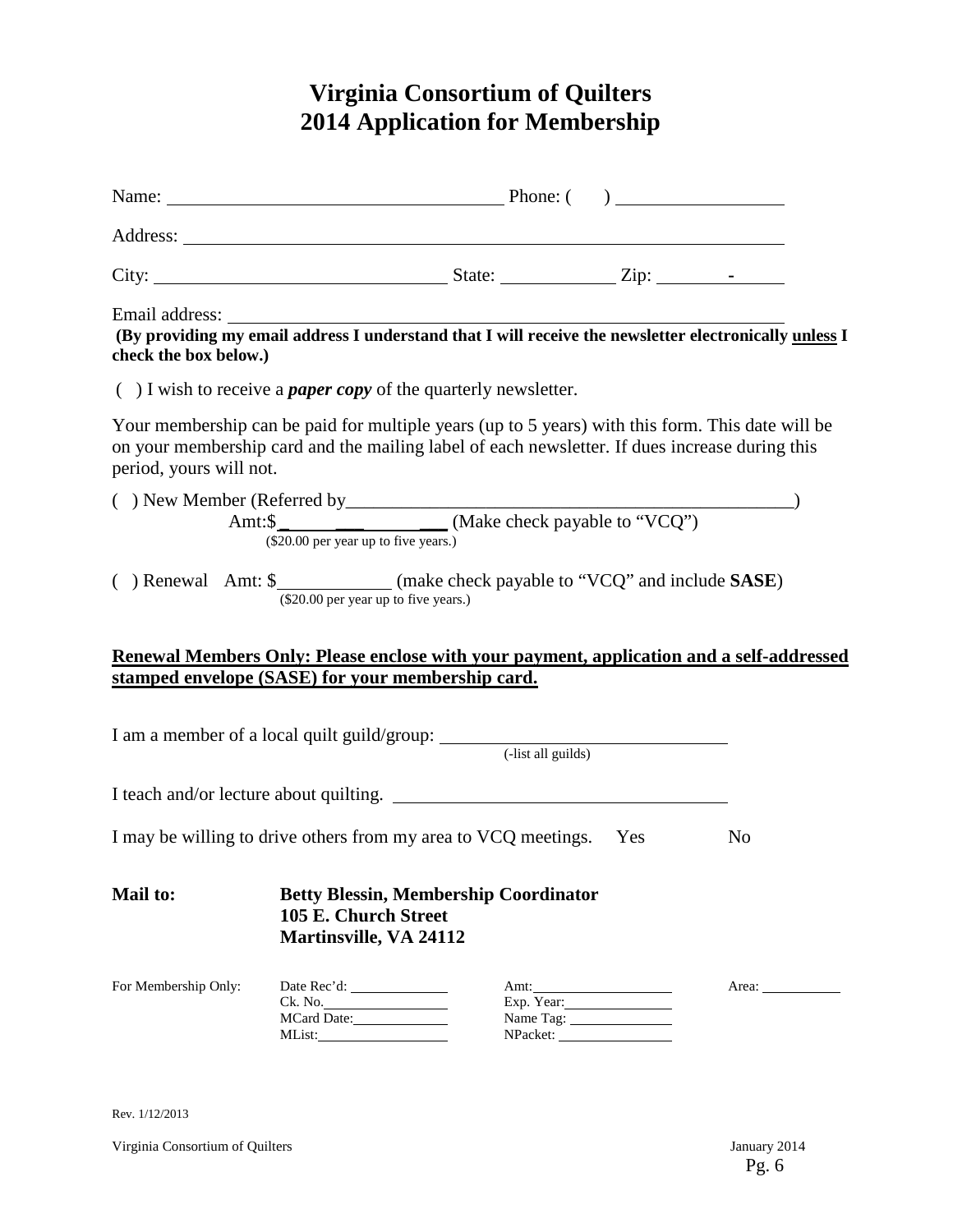# Virginia Consortium of Quilters
# 2014 Application for Membership

Name: ____________________________________ Phone: ( ) __________________

Address: ____________________________________________________________

City: ______________________________ State: ____________ Zip: ________-______

Email address: ________________________________________________________

**(By providing my email address I understand that I will receive the newsletter electronically <u>unless</u> I check the box below.)**

( ) I wish to receive a ***paper copy*** of the quarterly newsletter.

Your membership can be paid for multiple years (up to 5 years) with this form. This date will be on your membership card and the mailing label of each newsletter. If dues increase during this period, yours will not.

( ) New Member (Referred by_______________________________________________)

Amt:$________________ (Make check payable to "VCQ")
($20.00 per year up to five years.)

( ) Renewal Amt: $____________ (make check payable to "VCQ" and include **SASE**)
($20.00 per year up to five years.)

**<u>Renewal Members Only: Please enclose with your payment, application and a self-addressed stamped envelope (SASE) for your membership card.</u>**

I am a member of a local quilt guild/group: ______________________________
(-list all guilds)

I teach and/or lecture about quilting. ____________________________________

I may be willing to drive others from my area to VCQ meetings. Yes No

**Mail to:** **Betty Blessin, Membership Coordinator**
**105 E. Church Street**
**Martinsville, VA 24112**

| For Membership Only: | Date Rec'd: ________ | Amt: ________ | Area: ________ |
|---|---|---|---|
| | Ck. No. ________ | Exp. Year: ________ | |
| | MCard Date: ________ | Name Tag: ________ | |
| | MList: ________ | NPacket: ________ | |

Rev. 1/12/2013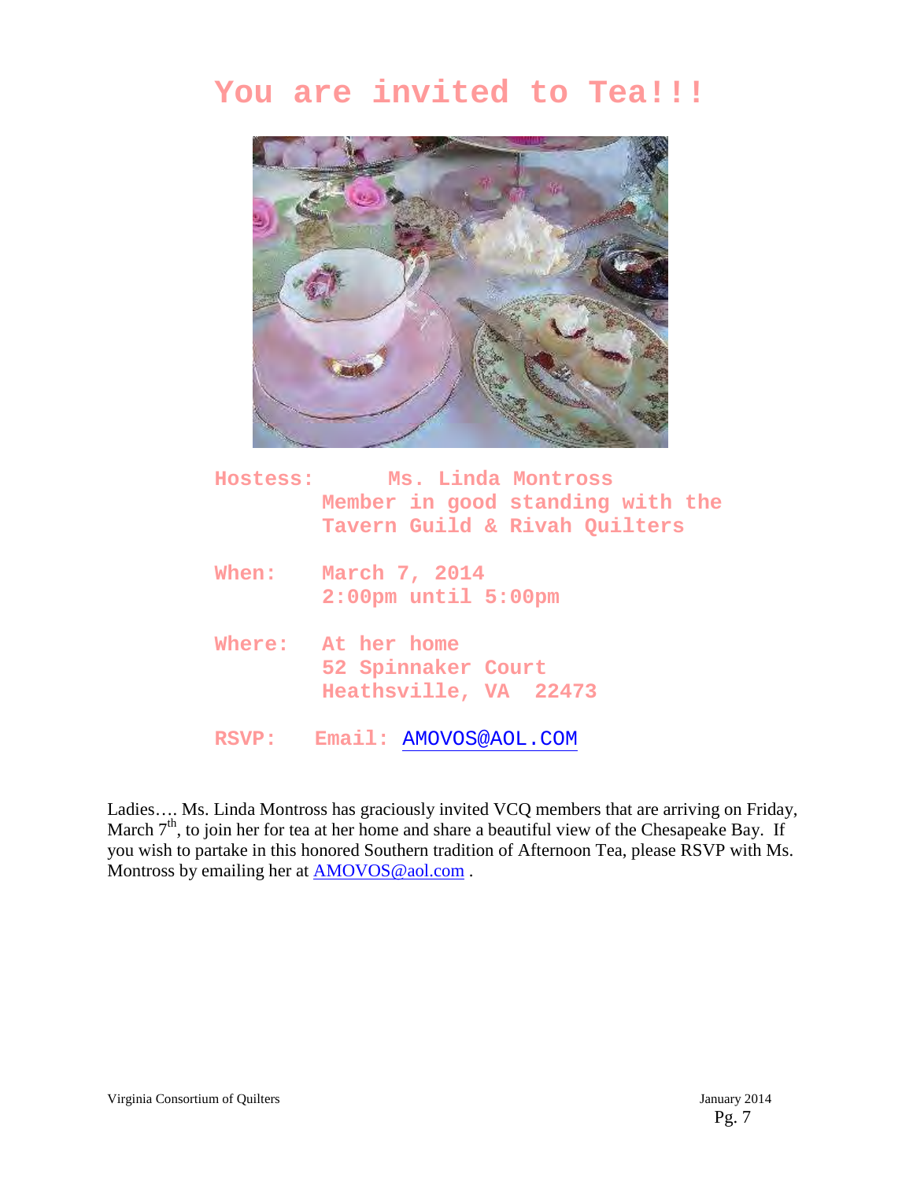# You are invited to Tea!!!

**Hostess:** Ms. Linda Montross
Member in good standing with the
Tavern Guild & Rivah Quilters

**When:** March 7, 2014
2:00pm until 5:00pm

**Where:** At her home
52 Spinnaker Court
Heathsville, VA 22473

**RSVP:** Email: AMOVOS@AOL.COM

Ladies…. Ms. Linda Montross has graciously invited VCQ members that are arriving on Friday, March 7th, to join her for tea at her home and share a beautiful view of the Chesapeake Bay. If you wish to partake in this honored Southern tradition of Afternoon Tea, please RSVP with Ms. Montross by emailing her at AMOVOS@aol.com .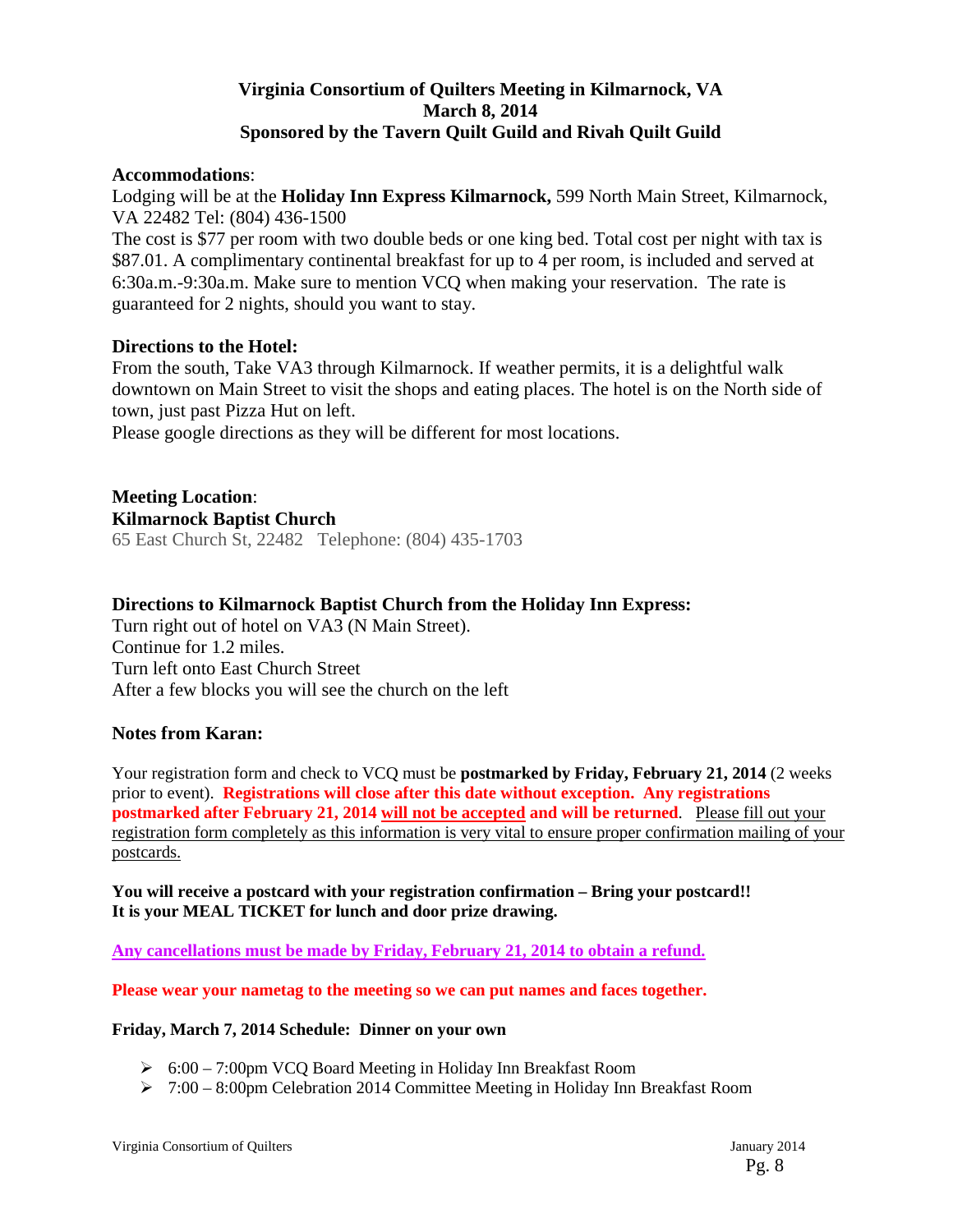# Virginia Consortium of Quilters Meeting in Kilmarnock, VA
## March 8, 2014
## Sponsored by the Tavern Quilt Guild and Rivah Quilt Guild

**Accommodations**:

Lodging will be at the **Holiday Inn Express Kilmarnock,** 599 North Main Street, Kilmarnock, VA 22482 Tel: (804) 436-1500

The cost is $77 per room with two double beds or one king bed. Total cost per night with tax is $87.01. A complimentary continental breakfast for up to 4 per room, is included and served at 6:30a.m.-9:30a.m. Make sure to mention VCQ when making your reservation. The rate is guaranteed for 2 nights, should you want to stay.

**Directions to the Hotel:**

From the south, Take VA3 through Kilmarnock. If weather permits, it is a delightful walk downtown on Main Street to visit the shops and eating places. The hotel is on the North side of town, just past Pizza Hut on left.

Please google directions as they will be different for most locations.

**Meeting Location**:

**Kilmarnock Baptist Church**

65 East Church St, 22482 Telephone: (804) 435-1703

**Directions to Kilmarnock Baptist Church from the Holiday Inn Express:**

Turn right out of hotel on VA3 (N Main Street).

Continue for 1.2 miles.

Turn left onto East Church Street

After a few blocks you will see the church on the left

**Notes from Karan:**

Your registration form and check to VCQ must be **postmarked by Friday, February 21, 2014** (2 weeks prior to event). **Registrations will close after this date without exception. Any registrations postmarked after February 21, 2014 will not be accepted and will be returned**. Please fill out your registration form completely as this information is very vital to ensure proper confirmation mailing of your postcards.

**You will receive a postcard with your registration confirmation – Bring your postcard!!**
**It is your MEAL TICKET for lunch and door prize drawing.**

**Any cancellations must be made by Friday, February 21, 2014 to obtain a refund.**

**Please wear your nametag to the meeting so we can put names and faces together.**

**Friday, March 7, 2014 Schedule: Dinner on your own**

- 6:00 – 7:00pm VCQ Board Meeting in Holiday Inn Breakfast Room
- 7:00 – 8:00pm Celebration 2014 Committee Meeting in Holiday Inn Breakfast Room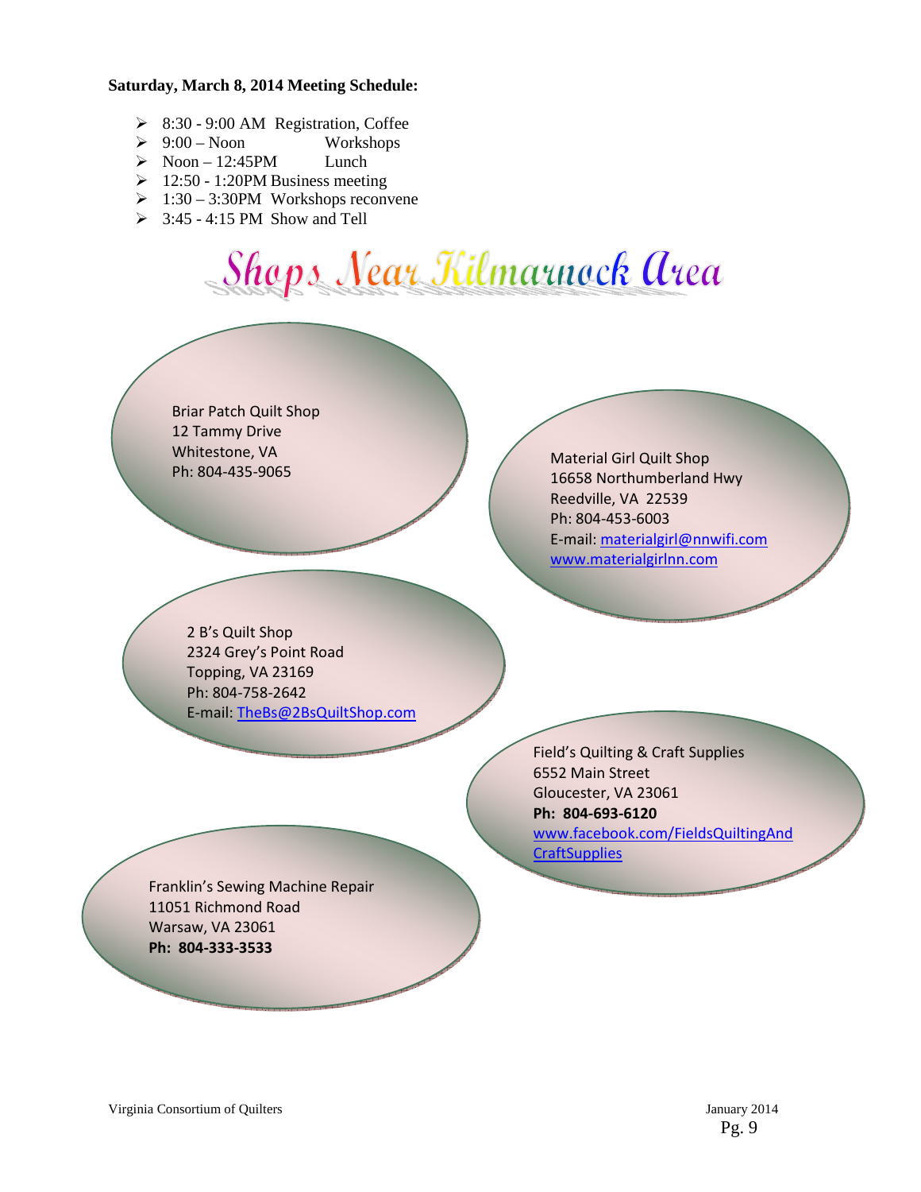**Saturday, March 8, 2014 Meeting Schedule:**

- 8:30 - 9:00 AM Registration, Coffee
- 9:00 – Noon Workshops
- Noon – 12:45PM Lunch
- 12:50 - 1:20PM Business meeting
- 1:30 – 3:30PM Workshops reconvene
- 3:45 - 4:15 PM Show and Tell

# Shops Near Kilmarnock Area

Briar Patch Quilt Shop
12 Tammy Drive
Whitestone, VA
Ph: 804-435-9065

Material Girl Quilt Shop
16658 Northumberland Hwy
Reedville, VA 22539
Ph: 804-453-6003
E-mail: materialgirl@nnwifi.com
www.materialgirlnn.com

2 B's Quilt Shop
2324 Grey's Point Road
Topping, VA 23169
Ph: 804-758-2642
E-mail: TheBs@2BsQuiltShop.com

Field's Quilting & Craft Supplies
6552 Main Street
Gloucester, VA 23061
**Ph: 804-693-6120**
www.facebook.com/FieldsQuiltingAndCraftSupplies

Franklin's Sewing Machine Repair
11051 Richmond Road
Warsaw, VA 23061
**Ph: 804-333-3533**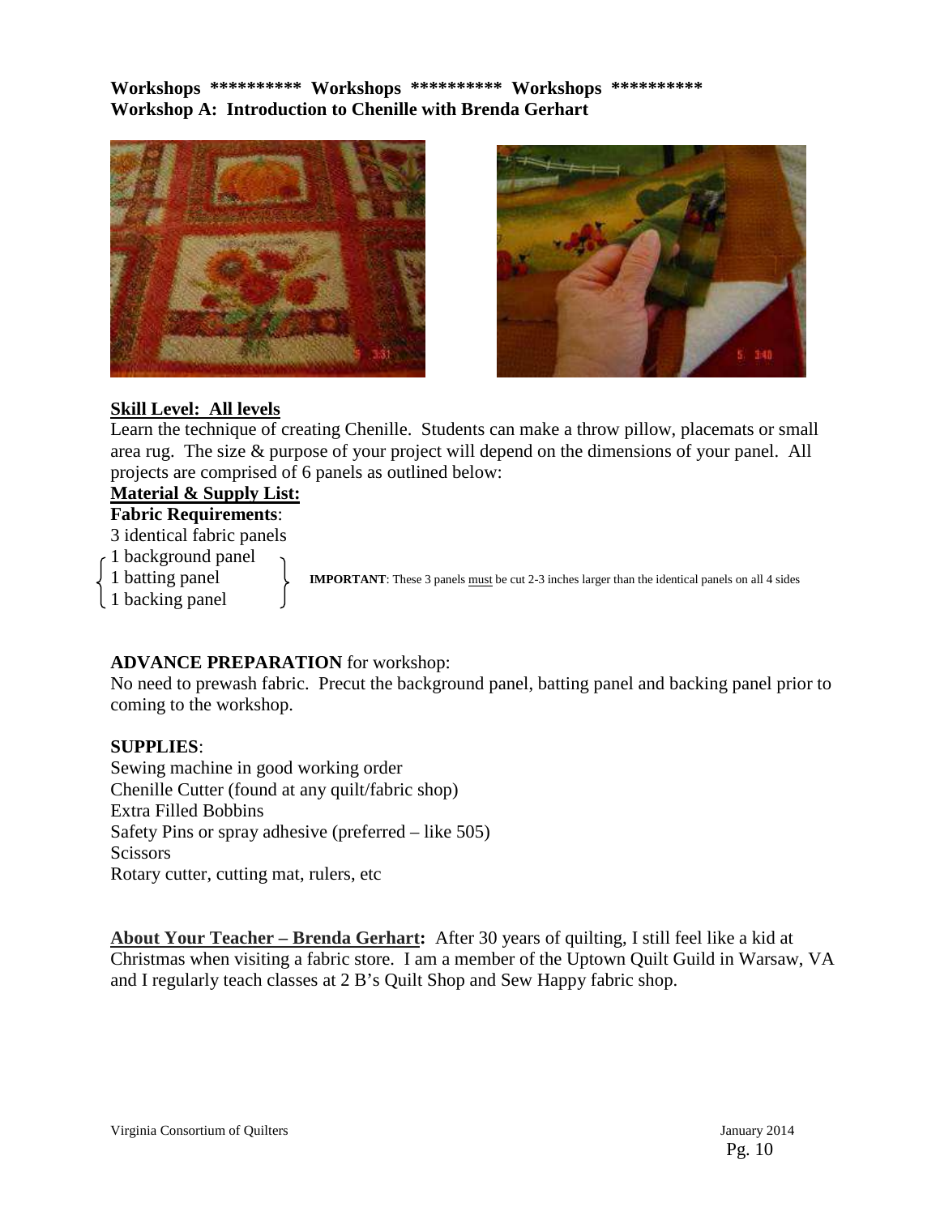**Workshops \*\*\*\*\*\*\*\*\*\* Workshops \*\*\*\*\*\*\*\*\*\* Workshops \*\*\*\*\*\*\*\*\*\***

**Workshop A: Introduction to Chenille with Brenda Gerhart**

**Skill Level: All levels**

Learn the technique of creating Chenille. Students can make a throw pillow, placemats or small area rug. The size & purpose of your project will depend on the dimensions of your panel. All projects are comprised of 6 panels as outlined below:

**Material & Supply List:**

**Fabric Requirements**:

3 identical fabric panels

- 1 background panel
- 1 batting panel
- 1 backing panel

**IMPORTANT**: These 3 panels must be cut 2-3 inches larger than the identical panels on all 4 sides

**ADVANCE PREPARATION** for workshop:

No need to prewash fabric. Precut the background panel, batting panel and backing panel prior to coming to the workshop.

**SUPPLIES**:

Sewing machine in good working order
Chenille Cutter (found at any quilt/fabric shop)
Extra Filled Bobbins
Safety Pins or spray adhesive (preferred – like 505)
Scissors
Rotary cutter, cutting mat, rulers, etc

**About Your Teacher – Brenda Gerhart:** After 30 years of quilting, I still feel like a kid at Christmas when visiting a fabric store. I am a member of the Uptown Quilt Guild in Warsaw, VA and I regularly teach classes at 2 B's Quilt Shop and Sew Happy fabric shop.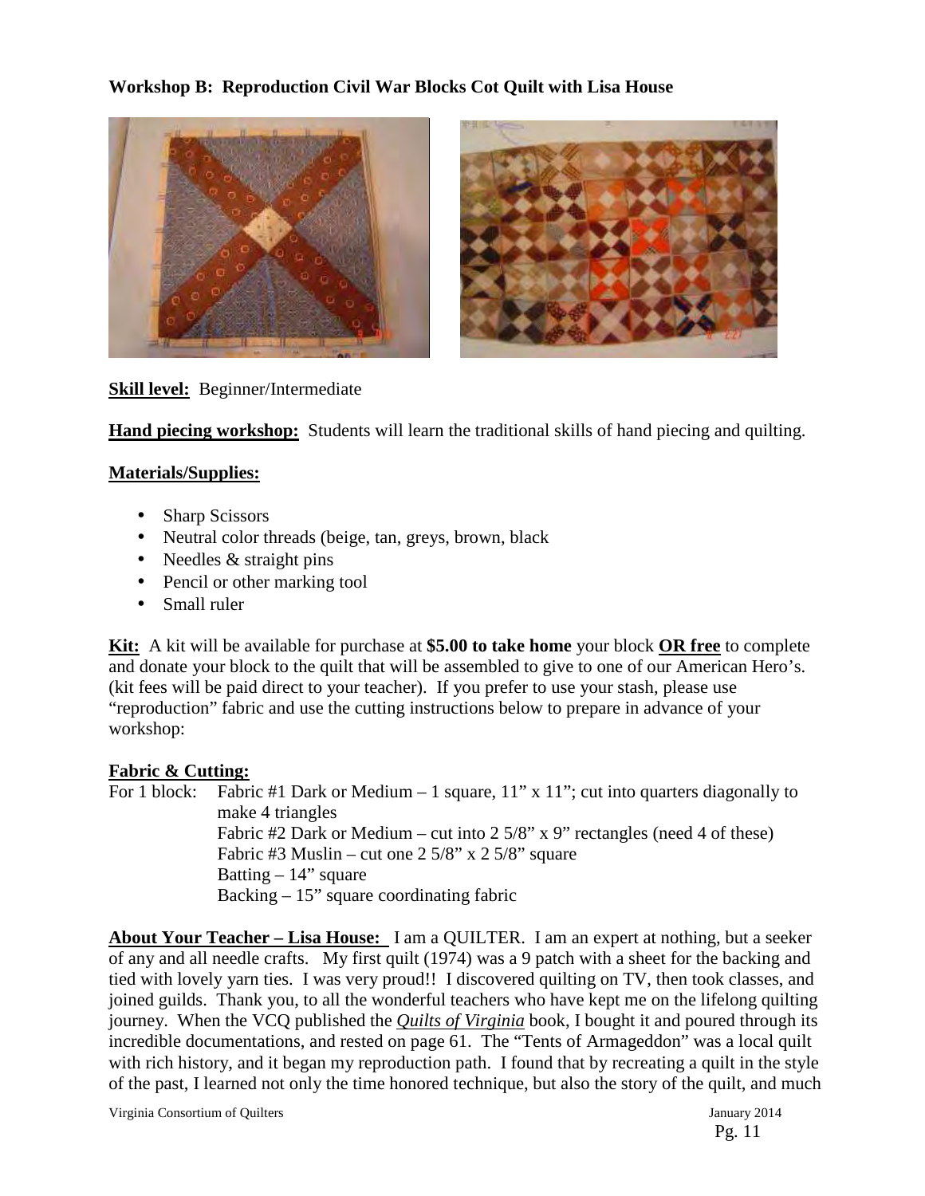**Workshop B: Reproduction Civil War Blocks Cot Quilt with Lisa House**

**Skill level:** Beginner/Intermediate

**Hand piecing workshop:** Students will learn the traditional skills of hand piecing and quilting.

**Materials/Supplies:**

- Sharp Scissors
- Neutral color threads (beige, tan, greys, brown, black
- Needles & straight pins
- Pencil or other marking tool
- Small ruler

**Kit:** A kit will be available for purchase at **$5.00 to take home** your block **OR free** to complete and donate your block to the quilt that will be assembled to give to one of our American Hero's. (kit fees will be paid direct to your teacher). If you prefer to use your stash, please use "reproduction" fabric and use the cutting instructions below to prepare in advance of your workshop:

**Fabric & Cutting:**

For 1 block: Fabric #1 Dark or Medium – 1 square, 11" x 11"; cut into quarters diagonally to make 4 triangles
Fabric #2 Dark or Medium – cut into 2 5/8" x 9" rectangles (need 4 of these)
Fabric #3 Muslin – cut one 2 5/8" x 2 5/8" square
Batting – 14" square
Backing – 15" square coordinating fabric

**About Your Teacher – Lisa House:** I am a QUILTER. I am an expert at nothing, but a seeker of any and all needle crafts. My first quilt (1974) was a 9 patch with a sheet for the backing and tied with lovely yarn ties. I was very proud!! I discovered quilting on TV, then took classes, and joined guilds. Thank you, to all the wonderful teachers who have kept me on the lifelong quilting journey. When the VCQ published the *Quilts of Virginia* book, I bought it and poured through its incredible documentations, and rested on page 61. The "Tents of Armageddon" was a local quilt with rich history, and it began my reproduction path. I found that by recreating a quilt in the style of the past, I learned not only the time honored technique, but also the story of the quilt, and much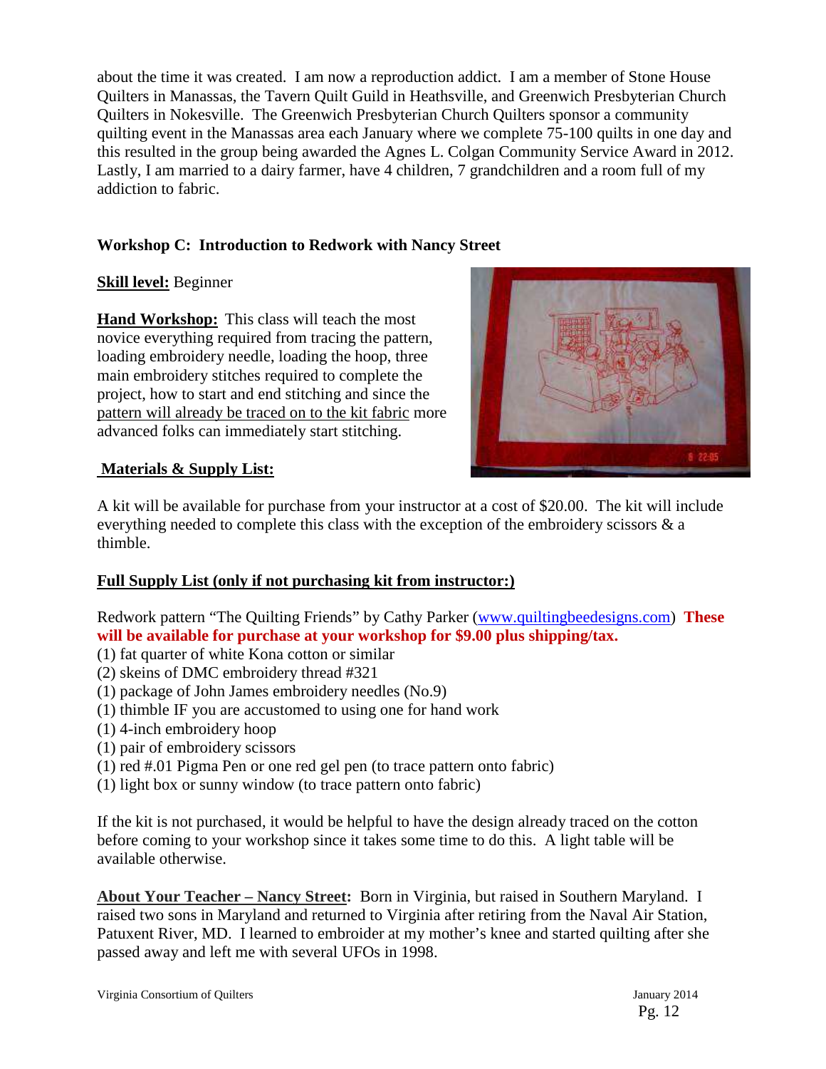about the time it was created. I am now a reproduction addict. I am a member of Stone House Quilters in Manassas, the Tavern Quilt Guild in Heathsville, and Greenwich Presbyterian Church Quilters in Nokesville. The Greenwich Presbyterian Church Quilters sponsor a community quilting event in the Manassas area each January where we complete 75-100 quilts in one day and this resulted in the group being awarded the Agnes L. Colgan Community Service Award in 2012. Lastly, I am married to a dairy farmer, have 4 children, 7 grandchildren and a room full of my addiction to fabric.

**Workshop C: Introduction to Redwork with Nancy Street**

**Skill level:** Beginner

**Hand Workshop:** This class will teach the most novice everything required from tracing the pattern, loading embroidery needle, loading the hoop, three main embroidery stitches required to complete the project, how to start and end stitching and since the pattern will already be traced on to the kit fabric more advanced folks can immediately start stitching.

**Materials & Supply List:**

A kit will be available for purchase from your instructor at a cost of $20.00. The kit will include everything needed to complete this class with the exception of the embroidery scissors & a thimble.

**Full Supply List (only if not purchasing kit from instructor:)**

Redwork pattern "The Quilting Friends" by Cathy Parker (www.quiltingbeedesigns.com) **These will be available for purchase at your workshop for $9.00 plus shipping/tax.**

(1) fat quarter of white Kona cotton or similar
(2) skeins of DMC embroidery thread #321
(1) package of John James embroidery needles (No.9)
(1) thimble IF you are accustomed to using one for hand work
(1) 4-inch embroidery hoop
(1) pair of embroidery scissors
(1) red #.01 Pigma Pen or one red gel pen (to trace pattern onto fabric)
(1) light box or sunny window (to trace pattern onto fabric)

If the kit is not purchased, it would be helpful to have the design already traced on the cotton before coming to your workshop since it takes some time to do this. A light table will be available otherwise.

**About Your Teacher – Nancy Street:** Born in Virginia, but raised in Southern Maryland. I raised two sons in Maryland and returned to Virginia after retiring from the Naval Air Station, Patuxent River, MD. I learned to embroider at my mother's knee and started quilting after she passed away and left me with several UFOs in 1998.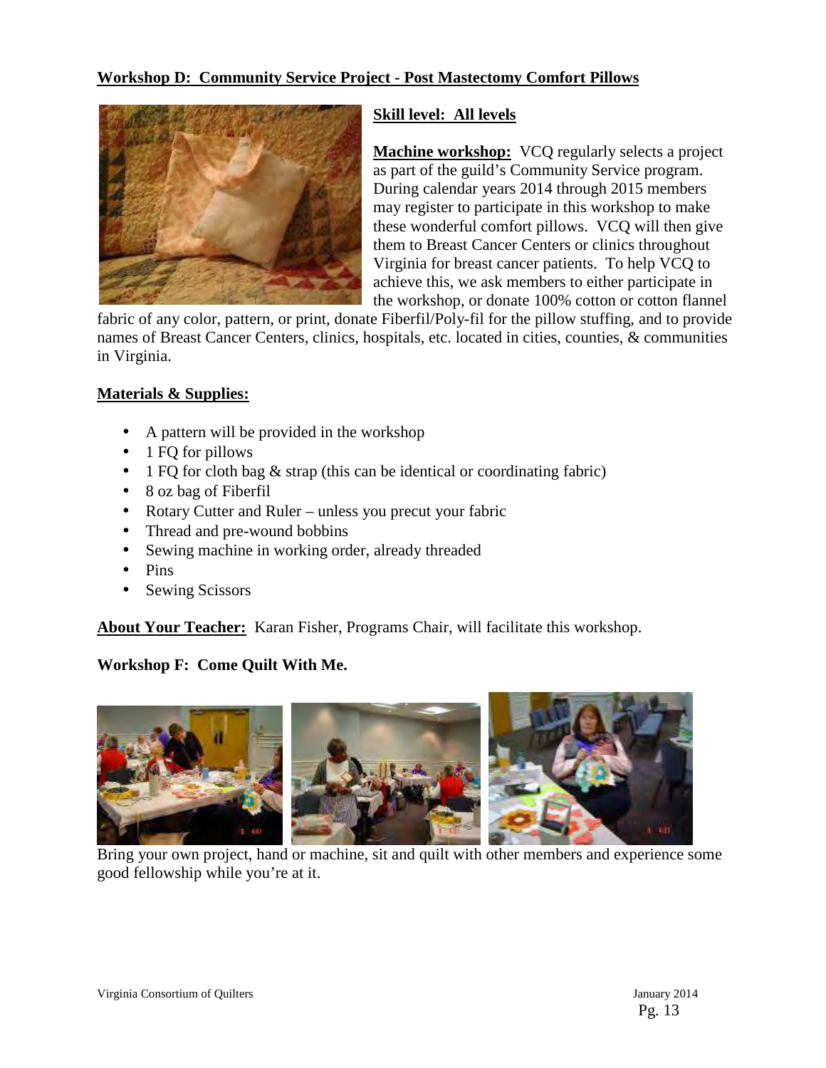## Workshop D: Community Service Project - Post Mastectomy Comfort Pillows

**Skill level: All levels**

**Machine workshop:** VCQ regularly selects a project as part of the guild's Community Service program. During calendar years 2014 through 2015 members may register to participate in this workshop to make these wonderful comfort pillows. VCQ will then give them to Breast Cancer Centers or clinics throughout Virginia for breast cancer patients. To help VCQ to achieve this, we ask members to either participate in the workshop, or donate 100% cotton or cotton flannel fabric of any color, pattern, or print, donate Fiberfil/Poly-fil for the pillow stuffing, and to provide names of Breast Cancer Centers, clinics, hospitals, etc. located in cities, counties, & communities in Virginia.

**Materials & Supplies:**

- A pattern will be provided in the workshop
- 1 FQ for pillows
- 1 FQ for cloth bag & strap (this can be identical or coordinating fabric)
- 8 oz bag of Fiberfil
- Rotary Cutter and Ruler – unless you precut your fabric
- Thread and pre-wound bobbins
- Sewing machine in working order, already threaded
- Pins
- Sewing Scissors

**About Your Teacher:** Karan Fisher, Programs Chair, will facilitate this workshop.

## Workshop F: Come Quilt With Me.

Bring your own project, hand or machine, sit and quilt with other members and experience some good fellowship while you're at it.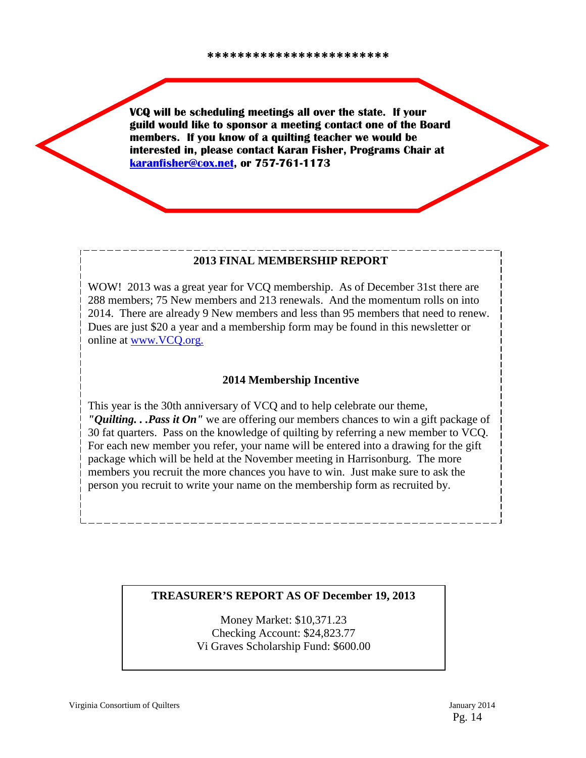************************

**VCQ will be scheduling meetings all over the state. If your guild would like to sponsor a meeting contact one of the Board members. If you know of a quilting teacher we would be interested in, please contact Karan Fisher, Programs Chair at [karanfisher@cox.net](mailto:karanfisher@cox.net), or 757-761-1173**

## 2013 FINAL MEMBERSHIP REPORT

WOW! 2013 was a great year for VCQ membership. As of December 31st there are 288 members; 75 New members and 213 renewals. And the momentum rolls on into 2014. There are already 9 New members and less than 95 members that need to renew. Dues are just $20 a year and a membership form may be found in this newsletter or online at [www.VCQ.org.](http://www.VCQ.org)

## 2014 Membership Incentive

This year is the 30th anniversary of VCQ and to help celebrate our theme, ***"Quilting. . .Pass it On"*** we are offering our members chances to win a gift package of 30 fat quarters. Pass on the knowledge of quilting by referring a new member to VCQ. For each new member you refer, your name will be entered into a drawing for the gift package which will be held at the November meeting in Harrisonburg. The more members you recruit the more chances you have to win. Just make sure to ask the person you recruit to write your name on the membership form as recruited by.

## TREASURER'S REPORT AS OF December 19, 2013

Money Market: $10,371.23
Checking Account: $24,823.77
Vi Graves Scholarship Fund: $600.00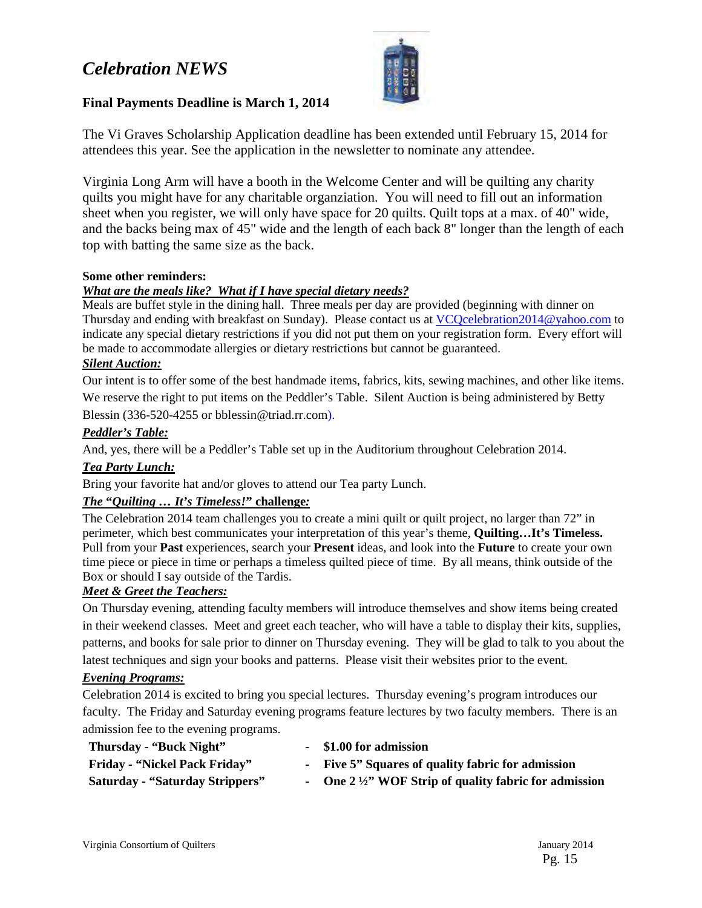# *Celebration NEWS*

**Final Payments Deadline is March 1, 2014**

The Vi Graves Scholarship Application deadline has been extended until February 15, 2014 for attendees this year. See the application in the newsletter to nominate any attendee.

Virginia Long Arm will have a booth in the Welcome Center and will be quilting any charity quilts you might have for any charitable organziation. You will need to fill out an information sheet when you register, we will only have space for 20 quilts. Quilt tops at a max. of 40" wide, and the backs being max of 45" wide and the length of each back 8" longer than the length of each top with batting the same size as the back.

**Some other reminders:**

***What are the meals like? What if I have special dietary needs?***

Meals are buffet style in the dining hall. Three meals per day are provided (beginning with dinner on Thursday and ending with breakfast on Sunday). Please contact us at VCQcelebration2014@yahoo.com to indicate any special dietary restrictions if you did not put them on your registration form. Every effort will be made to accommodate allergies or dietary restrictions but cannot be guaranteed.

***Silent Auction:***

Our intent is to offer some of the best handmade items, fabrics, kits, sewing machines, and other like items. We reserve the right to put items on the Peddler's Table. Silent Auction is being administered by Betty Blessin (336-520-4255 or bblessin@triad.rr.com).

***Peddler's Table:***

And, yes, there will be a Peddler's Table set up in the Auditorium throughout Celebration 2014.

***Tea Party Lunch:***

Bring your favorite hat and/or gloves to attend our Tea party Lunch.

***The "Quilting … It's Timeless!" challenge:***

The Celebration 2014 team challenges you to create a mini quilt or quilt project, no larger than 72" in perimeter, which best communicates your interpretation of this year's theme, **Quilting…It's Timeless.** Pull from your **Past** experiences, search your **Present** ideas, and look into the **Future** to create your own time piece or piece in time or perhaps a timeless quilted piece of time. By all means, think outside of the Box or should I say outside of the Tardis.

***Meet & Greet the Teachers:***

On Thursday evening, attending faculty members will introduce themselves and show items being created in their weekend classes. Meet and greet each teacher, who will have a table to display their kits, supplies, patterns, and books for sale prior to dinner on Thursday evening. They will be glad to talk to you about the latest techniques and sign your books and patterns. Please visit their websites prior to the event.

***Evening Programs:***

Celebration 2014 is excited to bring you special lectures. Thursday evening's program introduces our faculty. The Friday and Saturday evening programs feature lectures by two faculty members. There is an admission fee to the evening programs.

- **Thursday - "Buck Night"** - **$1.00 for admission**
- **Friday - "Nickel Pack Friday"** - **Five 5" Squares of quality fabric for admission**
- **Saturday - "Saturday Strippers"** - **One 2 ½" WOF Strip of quality fabric for admission**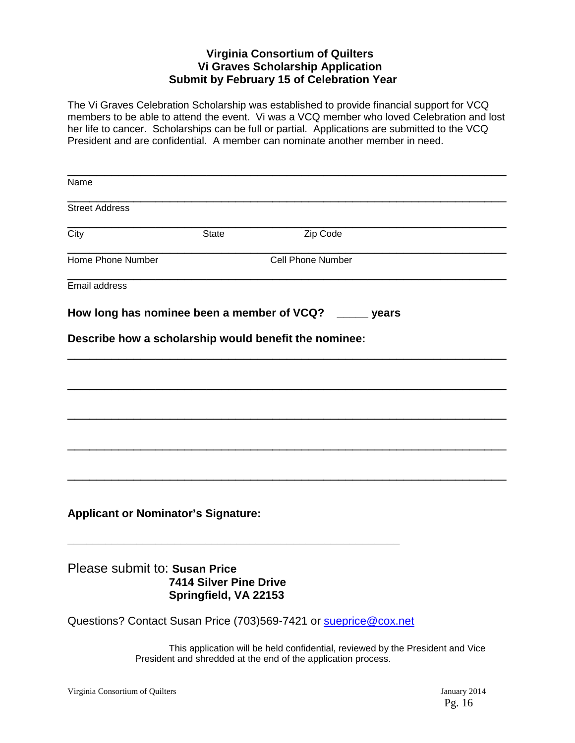# Virginia Consortium of Quilters
## Vi Graves Scholarship Application
## Submit by February 15 of Celebration Year

The Vi Graves Celebration Scholarship was established to provide financial support for VCQ members to be able to attend the event. Vi was a VCQ member who loved Celebration and lost her life to cancer. Scholarships can be full or partial. Applications are submitted to the VCQ President and are confidential. A member can nominate another member in need.

______________________________________________________________________

Name

______________________________________________________________________

Street Address

______________________________________________________________________

City State Zip Code

______________________________________________________________________

Home Phone Number Cell Phone Number

______________________________________________________________________

Email address

**How long has nominee been a member of VCQ? _____ years**

**Describe how a scholarship would benefit the nominee:**

______________________________________________________________________

______________________________________________________________________

______________________________________________________________________

______________________________________________________________________

______________________________________________________________________

**Applicant or Nominator's Signature:**

____________________________________________________________

Please submit to: **Susan Price**
**7414 Silver Pine Drive**
**Springfield, VA 22153**

Questions? Contact Susan Price (703)569-7421 or sueprice@cox.net

This application will be held confidential, reviewed by the President and Vice President and shredded at the end of the application process.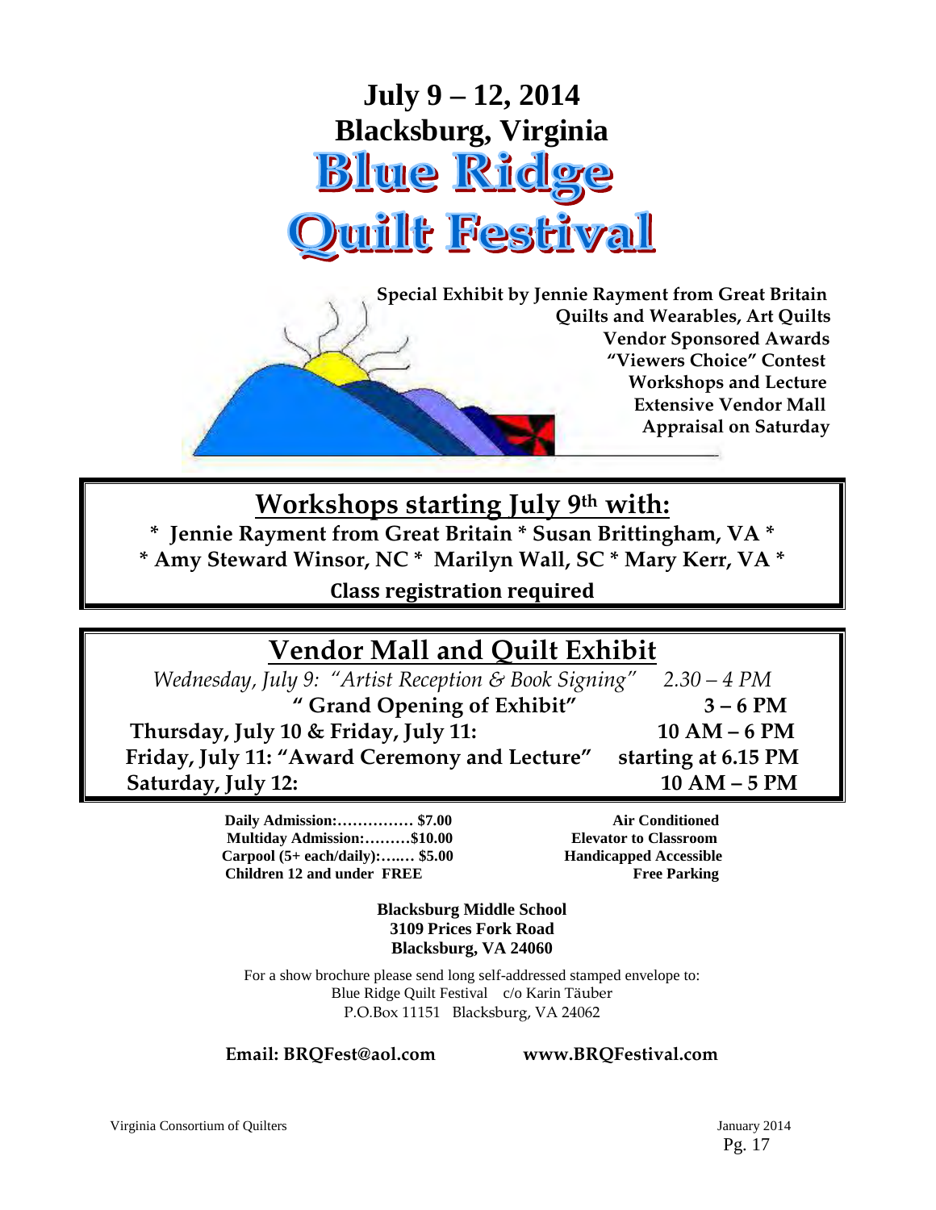# July 9 – 12, 2014

# Blacksburg, Virginia

# Blue Ridge Quilt Festival

**Special Exhibit by Jennie Rayment from Great Britain**
**Quilts and Wearables, Art Quilts**
**Vendor Sponsored Awards**
**"Viewers Choice" Contest**
**Workshops and Lecture**
**Extensive Vendor Mall**
**Appraisal on Saturday**

## Workshops starting July 9th with:

**\* Jennie Rayment from Great Britain \* Susan Brittingham, VA \***
**\* Amy Steward Winsor, NC \* Marilyn Wall, SC \* Mary Kerr, VA \***

**Class registration required**

## Vendor Mall and Quilt Exhibit

| | |
|---|---|
| *Wednesday, July 9: "Artist Reception & Book Signing"* | *2.30 – 4 PM* |
| **" Grand Opening of Exhibit"** | **3 – 6 PM** |
| **Thursday, July 10 & Friday, July 11:** | **10 AM – 6 PM** |
| **Friday, July 11: "Award Ceremony and Lecture"** | **starting at 6.15 PM** |
| **Saturday, July 12:** | **10 AM – 5 PM** |

**Daily Admission:…………… $7.00**
**Multiday Admission:………$10.00**
**Carpool (5+ each/daily):….… $5.00**
**Children 12 and under FREE**

**Air Conditioned**
**Elevator to Classroom**
**Handicapped Accessible**
**Free Parking**

**Blacksburg Middle School**
**3109 Prices Fork Road**
**Blacksburg, VA 24060**

For a show brochure please send long self-addressed stamped envelope to:
Blue Ridge Quilt Festival c/o Karin Täuber
P.O.Box 11151 Blacksburg, VA 24062

**Email: BRQFest@aol.com** **www.BRQFestival.com**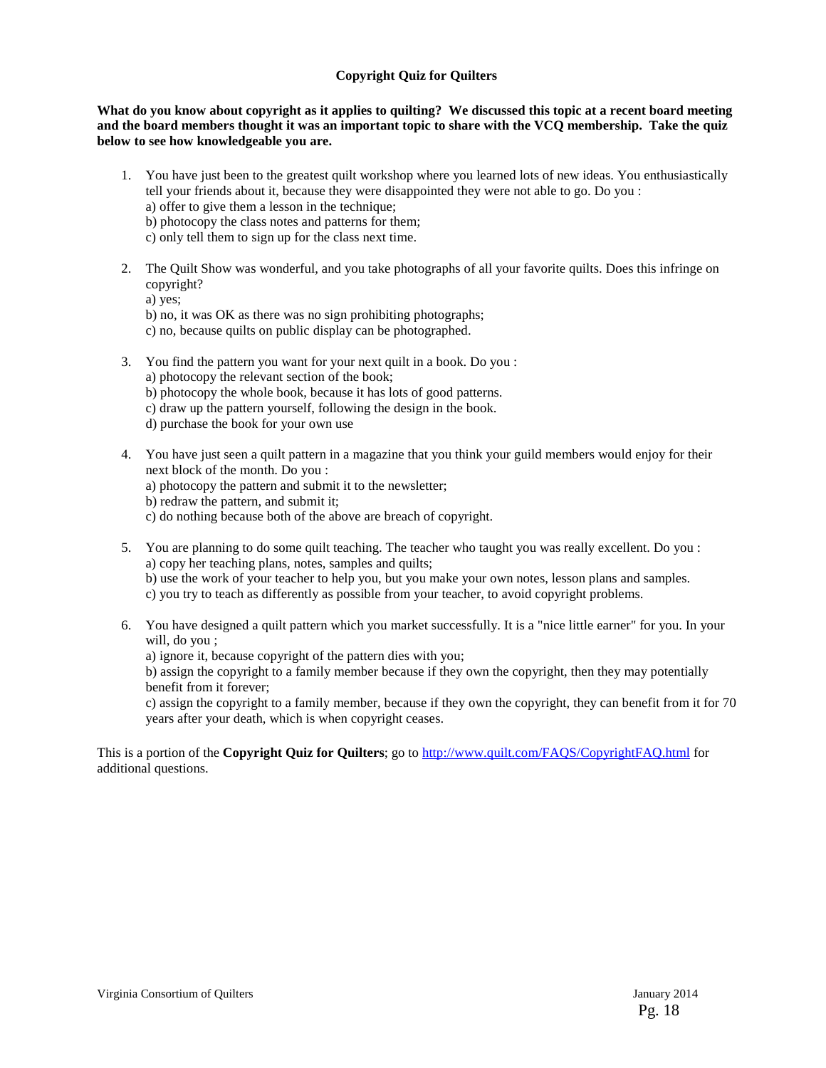# Copyright Quiz for Quilters

**What do you know about copyright as it applies to quilting? We discussed this topic at a recent board meeting and the board members thought it was an important topic to share with the VCQ membership. Take the quiz below to see how knowledgeable you are.**

1. You have just been to the greatest quilt workshop where you learned lots of new ideas. You enthusiastically tell your friends about it, because they were disappointed they were not able to go. Do you :
   a) offer to give them a lesson in the technique;
   b) photocopy the class notes and patterns for them;
   c) only tell them to sign up for the class next time.

2. The Quilt Show was wonderful, and you take photographs of all your favorite quilts. Does this infringe on copyright?
   a) yes;
   b) no, it was OK as there was no sign prohibiting photographs;
   c) no, because quilts on public display can be photographed.

3. You find the pattern you want for your next quilt in a book. Do you :
   a) photocopy the relevant section of the book;
   b) photocopy the whole book, because it has lots of good patterns.
   c) draw up the pattern yourself, following the design in the book.
   d) purchase the book for your own use

4. You have just seen a quilt pattern in a magazine that you think your guild members would enjoy for their next block of the month. Do you :
   a) photocopy the pattern and submit it to the newsletter;
   b) redraw the pattern, and submit it;
   c) do nothing because both of the above are breach of copyright.

5. You are planning to do some quilt teaching. The teacher who taught you was really excellent. Do you :
   a) copy her teaching plans, notes, samples and quilts;
   b) use the work of your teacher to help you, but you make your own notes, lesson plans and samples.
   c) you try to teach as differently as possible from your teacher, to avoid copyright problems.

6. You have designed a quilt pattern which you market successfully. It is a "nice little earner" for you. In your will, do you ;
   a) ignore it, because copyright of the pattern dies with you;
   b) assign the copyright to a family member because if they own the copyright, then they may potentially benefit from it forever;
   c) assign the copyright to a family member, because if they own the copyright, they can benefit from it for 70 years after your death, which is when copyright ceases.

This is a portion of the **Copyright Quiz for Quilters**; go to http://www.quilt.com/FAQS/CopyrightFAQ.html for additional questions.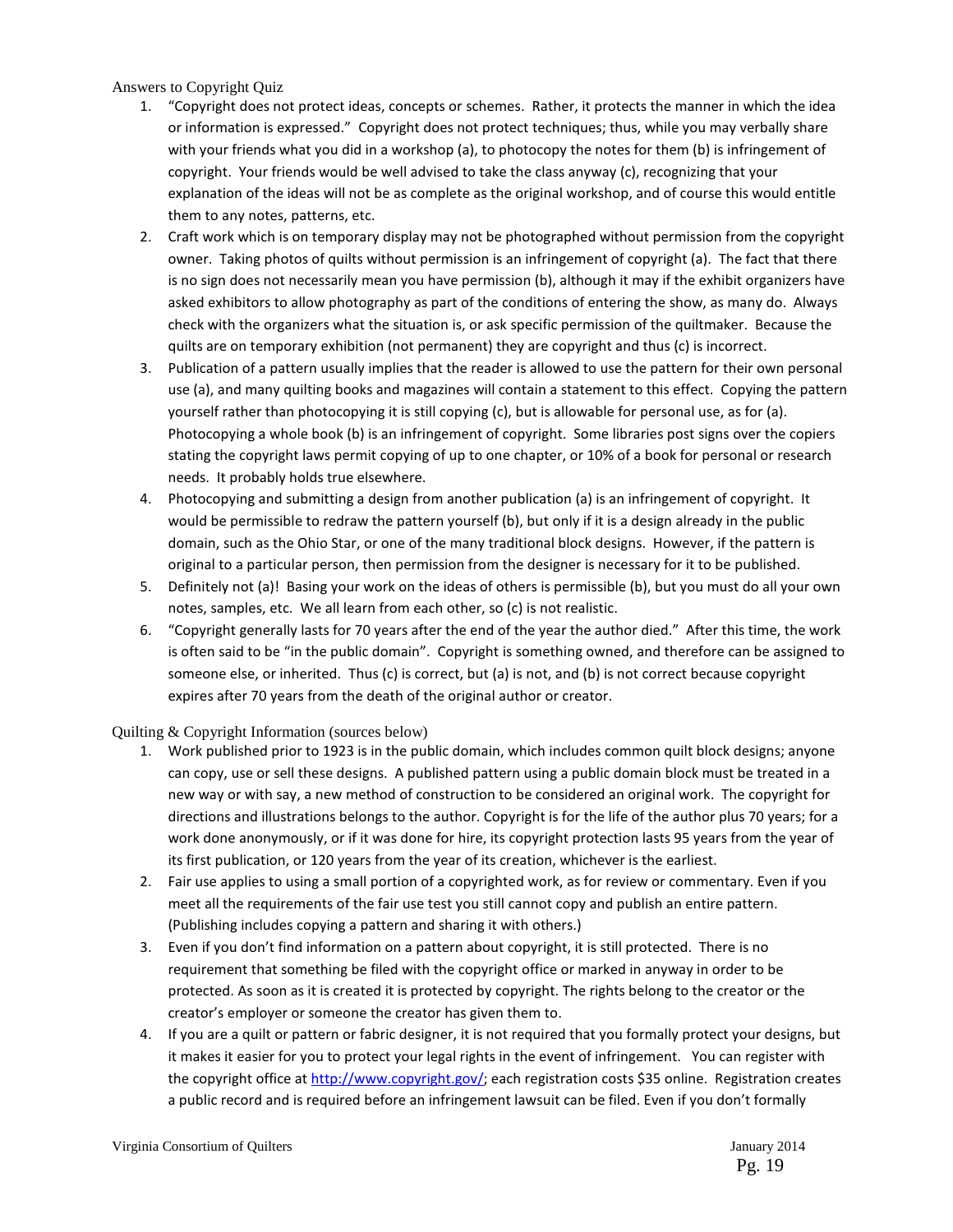Answers to Copyright Quiz

1. "Copyright does not protect ideas, concepts or schemes. Rather, it protects the manner in which the idea or information is expressed." Copyright does not protect techniques; thus, while you may verbally share with your friends what you did in a workshop (a), to photocopy the notes for them (b) is infringement of copyright. Your friends would be well advised to take the class anyway (c), recognizing that your explanation of the ideas will not be as complete as the original workshop, and of course this would entitle them to any notes, patterns, etc.
2. Craft work which is on temporary display may not be photographed without permission from the copyright owner. Taking photos of quilts without permission is an infringement of copyright (a). The fact that there is no sign does not necessarily mean you have permission (b), although it may if the exhibit organizers have asked exhibitors to allow photography as part of the conditions of entering the show, as many do. Always check with the organizers what the situation is, or ask specific permission of the quiltmaker. Because the quilts are on temporary exhibition (not permanent) they are copyright and thus (c) is incorrect.
3. Publication of a pattern usually implies that the reader is allowed to use the pattern for their own personal use (a), and many quilting books and magazines will contain a statement to this effect. Copying the pattern yourself rather than photocopying it is still copying (c), but is allowable for personal use, as for (a). Photocopying a whole book (b) is an infringement of copyright. Some libraries post signs over the copiers stating the copyright laws permit copying of up to one chapter, or 10% of a book for personal or research needs. It probably holds true elsewhere.
4. Photocopying and submitting a design from another publication (a) is an infringement of copyright. It would be permissible to redraw the pattern yourself (b), but only if it is a design already in the public domain, such as the Ohio Star, or one of the many traditional block designs. However, if the pattern is original to a particular person, then permission from the designer is necessary for it to be published.
5. Definitely not (a)! Basing your work on the ideas of others is permissible (b), but you must do all your own notes, samples, etc. We all learn from each other, so (c) is not realistic.
6. "Copyright generally lasts for 70 years after the end of the year the author died." After this time, the work is often said to be "in the public domain". Copyright is something owned, and therefore can be assigned to someone else, or inherited. Thus (c) is correct, but (a) is not, and (b) is not correct because copyright expires after 70 years from the death of the original author or creator.

Quilting & Copyright Information (sources below)

1. Work published prior to 1923 is in the public domain, which includes common quilt block designs; anyone can copy, use or sell these designs. A published pattern using a public domain block must be treated in a new way or with say, a new method of construction to be considered an original work. The copyright for directions and illustrations belongs to the author. Copyright is for the life of the author plus 70 years; for a work done anonymously, or if it was done for hire, its copyright protection lasts 95 years from the year of its first publication, or 120 years from the year of its creation, whichever is the earliest.
2. Fair use applies to using a small portion of a copyrighted work, as for review or commentary. Even if you meet all the requirements of the fair use test you still cannot copy and publish an entire pattern. (Publishing includes copying a pattern and sharing it with others.)
3. Even if you don't find information on a pattern about copyright, it is still protected. There is no requirement that something be filed with the copyright office or marked in anyway in order to be protected. As soon as it is created it is protected by copyright. The rights belong to the creator or the creator's employer or someone the creator has given them to.
4. If you are a quilt or pattern or fabric designer, it is not required that you formally protect your designs, but it makes it easier for you to protect your legal rights in the event of infringement. You can register with the copyright office at [http://www.copyright.gov/](http://www.copyright.gov/); each registration costs $35 online. Registration creates a public record and is required before an infringement lawsuit can be filed. Even if you don't formally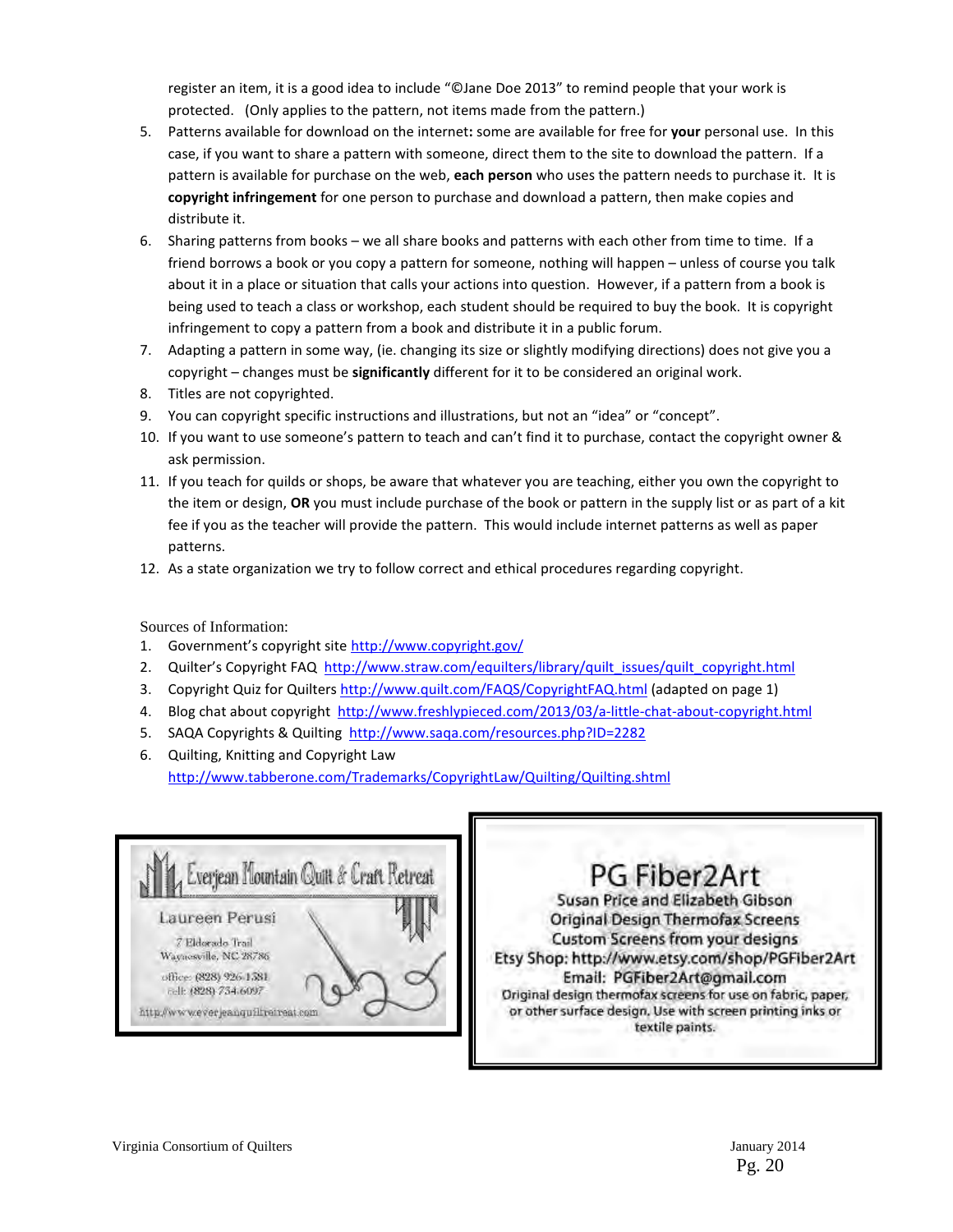register an item, it is a good idea to include "©Jane Doe 2013" to remind people that your work is protected. (Only applies to the pattern, not items made from the pattern.)

5. Patterns available for download on the internet**:** some are available for free for **your** personal use. In this case, if you want to share a pattern with someone, direct them to the site to download the pattern. If a pattern is available for purchase on the web, **each person** who uses the pattern needs to purchase it. It is **copyright infringement** for one person to purchase and download a pattern, then make copies and distribute it.
6. Sharing patterns from books – we all share books and patterns with each other from time to time. If a friend borrows a book or you copy a pattern for someone, nothing will happen – unless of course you talk about it in a place or situation that calls your actions into question. However, if a pattern from a book is being used to teach a class or workshop, each student should be required to buy the book. It is copyright infringement to copy a pattern from a book and distribute it in a public forum.
7. Adapting a pattern in some way, (ie. changing its size or slightly modifying directions) does not give you a copyright – changes must be **significantly** different for it to be considered an original work.
8. Titles are not copyrighted.
9. You can copyright specific instructions and illustrations, but not an "idea" or "concept".
10. If you want to use someone's pattern to teach and can't find it to purchase, contact the copyright owner & ask permission.
11. If you teach for quilds or shops, be aware that whatever you are teaching, either you own the copyright to the item or design, **OR** you must include purchase of the book or pattern in the supply list or as part of a kit fee if you as the teacher will provide the pattern. This would include internet patterns as well as paper patterns.
12. As a state organization we try to follow correct and ethical procedures regarding copyright.

Sources of Information:

1. Government's copyright site http://www.copyright.gov/
2. Quilter's Copyright FAQ http://www.straw.com/equilters/library/quilt_issues/quilt_copyright.html
3. Copyright Quiz for Quilters http://www.quilt.com/FAQS/CopyrightFAQ.html (adapted on page 1)
4. Blog chat about copyright http://www.freshlypieced.com/2013/03/a-little-chat-about-copyright.html
5. SAQA Copyrights & Quilting http://www.saqa.com/resources.php?ID=2282
6. Quilting, Knitting and Copyright Law http://www.tabberone.com/Trademarks/CopyrightLaw/Quilting/Quilting.shtml

Everjean Mountain Quilt & Craft Retreat
Laureen Perusi
7 Eldorado Trail
Waynesville, NC 28786
office: (828) 926-1381
cell: (828) 734-6097
http://www.everjeanquiltretreat.com

PG Fiber2Art
Susan Price and Elizabeth Gibson
Original Design Thermofax Screens
Custom Screens from your designs
Etsy Shop: http://www.etsy.com/shop/PGFiber2Art
Email: PGFiber2Art@gmail.com
Original design thermofax screens for use on fabric, paper, or other surface design. Use with screen printing inks or textile paints.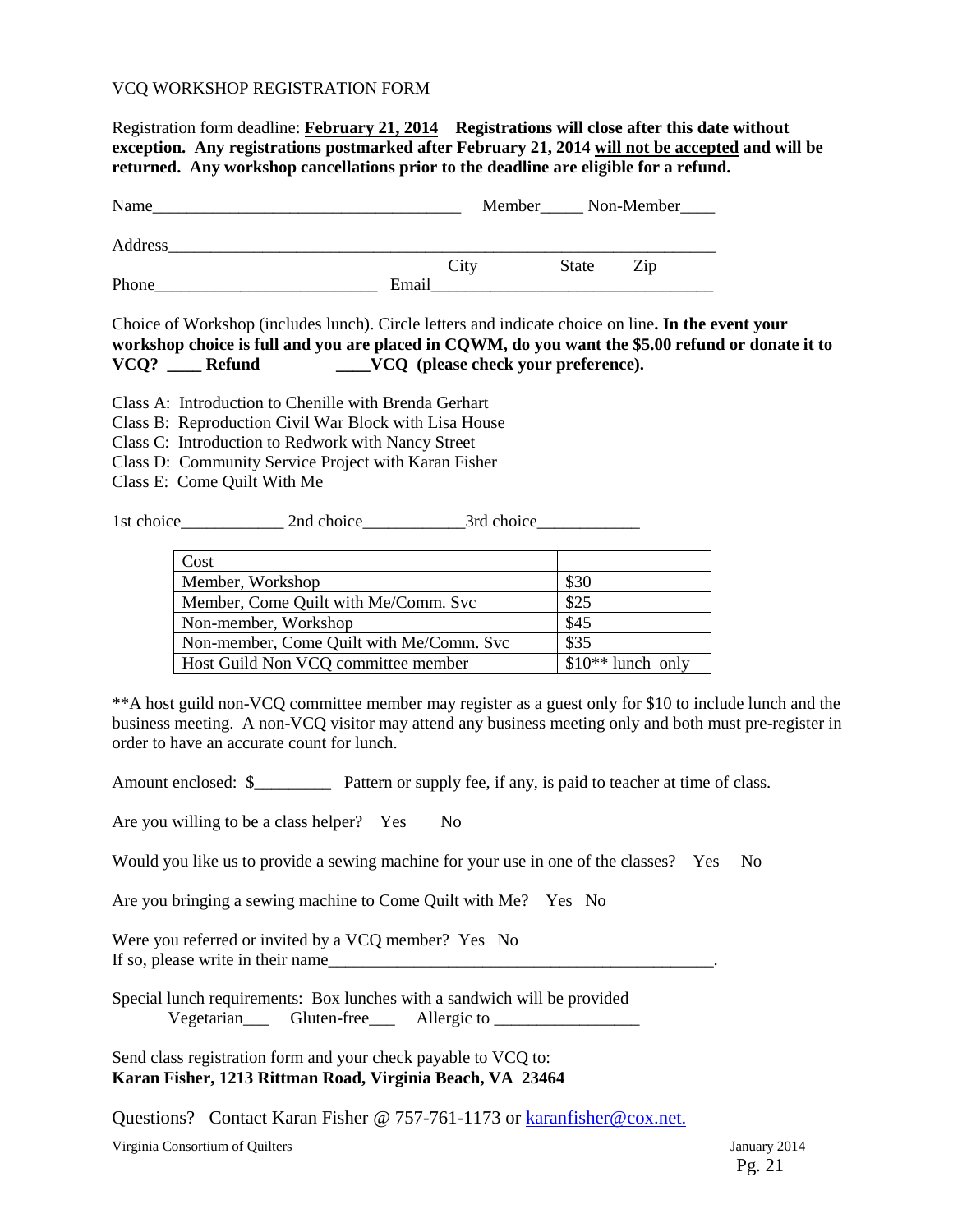VCQ WORKSHOP REGISTRATION FORM

Registration form deadline: **February 21, 2014** **Registrations will close after this date without exception. Any registrations postmarked after February 21, 2014 will not be accepted and will be returned. Any workshop cancellations prior to the deadline are eligible for a refund.**

Name____________________________________ Member_____ Non-Member____

Address_________________________________________________________________
City State Zip

Phone__________________________ Email_________________________________

Choice of Workshop (includes lunch). Circle letters and indicate choice on line**. In the event your workshop choice is full and you are placed in CQWM, do you want the $5.00 refund or donate it to VCQ? ____ Refund ____VCQ (please check your preference).**

Class A: Introduction to Chenille with Brenda Gerhart
Class B: Reproduction Civil War Block with Lisa House
Class C: Introduction to Redwork with Nancy Street
Class D: Community Service Project with Karan Fisher
Class E: Come Quilt With Me

1st choice____________ 2nd choice____________3rd choice____________

| Cost | |
|---|---|
| Member, Workshop | $30 |
| Member, Come Quilt with Me/Comm. Svc | $25 |
| Non-member, Workshop | $45 |
| Non-member, Come Quilt with Me/Comm. Svc | $35 |
| Host Guild Non VCQ committee member | $10** lunch only |

**A host guild non-VCQ committee member may register as a guest only for $10 to include lunch and the business meeting. A non-VCQ visitor may attend any business meeting only and both must pre-register in order to have an accurate count for lunch.

Amount enclosed: $_________ Pattern or supply fee, if any, is paid to teacher at time of class.

Are you willing to be a class helper? Yes No

Would you like us to provide a sewing machine for your use in one of the classes? Yes No

Are you bringing a sewing machine to Come Quilt with Me? Yes No

Were you referred or invited by a VCQ member? Yes No
If so, please write in their name______________________________________________.

Special lunch requirements: Box lunches with a sandwich will be provided
Vegetarian___ Gluten-free___ Allergic to _________________

Send class registration form and your check payable to VCQ to:
**Karan Fisher, 1213 Rittman Road, Virginia Beach, VA 23464**

Questions? Contact Karan Fisher @ 757-761-1173 or karanfisher@cox.net.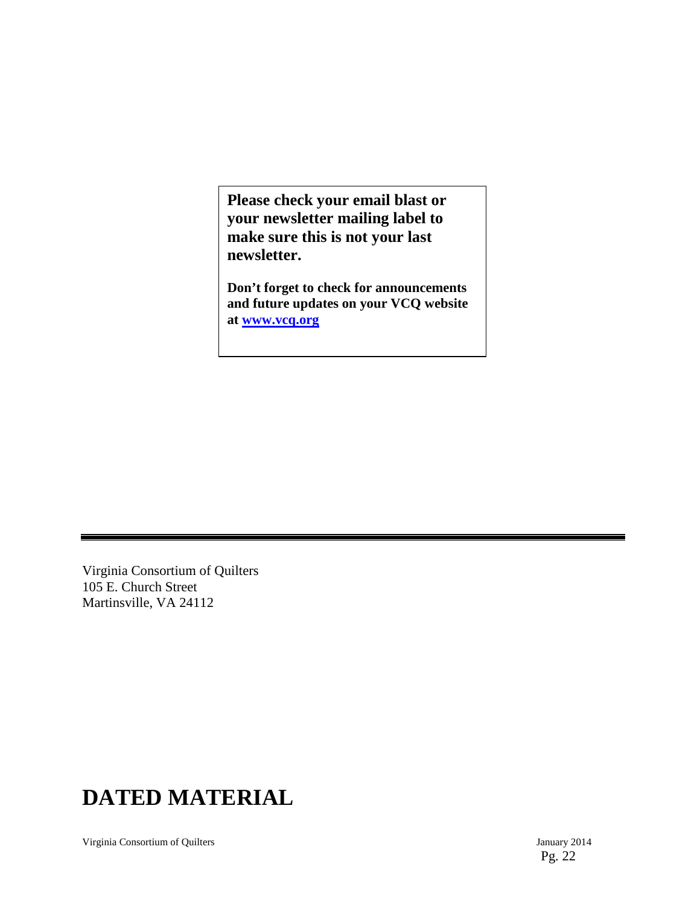**Please check your email blast or your newsletter mailing label to make sure this is not your last newsletter.**

**Don't forget to check for announcements and future updates on your VCQ website at [www.vcq.org](http://www.vcq.org)**

---

Virginia Consortium of Quilters
105 E. Church Street
Martinsville, VA 24112

# DATED MATERIAL